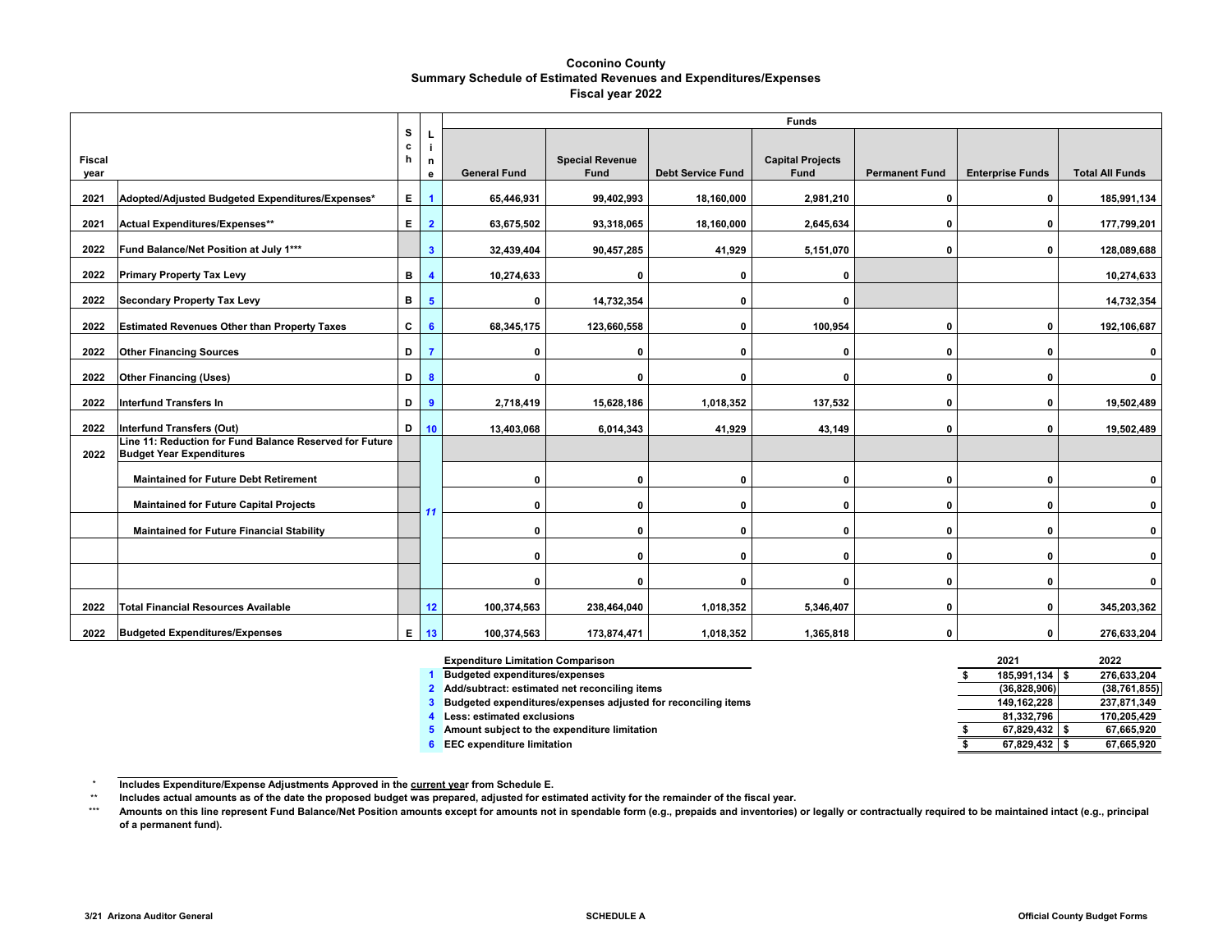# Coconino County
## Summary Schedule of Estimated Revenues and Expenditures/Expenses
### Fiscal year 2022

| Fiscal year | | Sch | Line | General Fund | Special Revenue Fund | Debt Service Fund | Capital Projects Fund | Permanent Fund | Enterprise Funds | Total All Funds |
|---|---|---|---|---|---|---|---|---|---|---|
| 2021 | Adopted/Adjusted Budgeted Expenditures/Expenses* | E | 1 | 65,446,931 | 99,402,993 | 18,160,000 | 2,981,210 | 0 | 0 | 185,991,134 |
| 2021 | Actual Expenditures/Expenses** | E | 2 | 63,675,502 | 93,318,065 | 18,160,000 | 2,645,634 | 0 | 0 | 177,799,201 |
| 2022 | Fund Balance/Net Position at July 1*** | | 3 | 32,439,404 | 90,457,285 | 41,929 | 5,151,070 | 0 | 0 | 128,089,688 |
| 2022 | Primary Property Tax Levy | B | 4 | 10,274,633 | 0 | 0 | 0 | | | 10,274,633 |
| 2022 | Secondary Property Tax Levy | B | 5 | 0 | 14,732,354 | 0 | 0 | | | 14,732,354 |
| 2022 | Estimated Revenues Other than Property Taxes | C | 6 | 68,345,175 | 123,660,558 | 0 | 100,954 | 0 | 0 | 192,106,687 |
| 2022 | Other Financing Sources | D | 7 | 0 | 0 | 0 | 0 | 0 | 0 | 0 |
| 2022 | Other Financing (Uses) | D | 8 | 0 | 0 | 0 | 0 | 0 | 0 | 0 |
| 2022 | Interfund Transfers In | D | 9 | 2,718,419 | 15,628,186 | 1,018,352 | 137,532 | 0 | 0 | 19,502,489 |
| 2022 | Interfund Transfers (Out) | D | 10 | 13,403,068 | 6,014,343 | 41,929 | 43,149 | 0 | 0 | 19,502,489 |
| 2022 | Line 11: Reduction for Fund Balance Reserved for Future Budget Year Expenditures | | 11 | | | | | | | |
| | Maintained for Future Debt Retirement | | | 0 | 0 | 0 | 0 | 0 | 0 | 0 |
| | Maintained for Future Capital Projects | | | 0 | 0 | 0 | 0 | 0 | 0 | 0 |
| | Maintained for Future Financial Stability | | | 0 | 0 | 0 | 0 | 0 | 0 | 0 |
| | | | | 0 | 0 | 0 | 0 | 0 | 0 | 0 |
| | | | | 0 | 0 | 0 | 0 | 0 | 0 | 0 |
| 2022 | Total Financial Resources Available | | 12 | 100,374,563 | 238,464,040 | 1,018,352 | 5,346,407 | 0 | 0 | 345,203,362 |
| 2022 | Budgeted Expenditures/Expenses | E | 13 | 100,374,563 | 173,874,471 | 1,018,352 | 1,365,818 | 0 | 0 | 276,633,204 |

| | Expenditure Limitation Comparison | 2021 | 2022 |
|---|---|---|---|
| 1 | Budgeted expenditures/expenses | $ 185,991,134 | $ 276,633,204 |
| 2 | Add/subtract: estimated net reconciling items | (36,828,906) | (38,761,855) |
| 3 | Budgeted expenditures/expenses adjusted for reconciling items | 149,162,228 | 237,871,349 |
| 4 | Less: estimated exclusions | 81,332,796 | 170,205,429 |
| 5 | Amount subject to the expenditure limitation | $ 67,829,432 | $ 67,665,920 |
| 6 | EEC expenditure limitation | $ 67,829,432 | $ 67,665,920 |

\* Includes Expenditure/Expense Adjustments Approved in the current year from Schedule E.

\*\* Includes actual amounts as of the date the proposed budget was prepared, adjusted for estimated activity for the remainder of the fiscal year.

\*\*\* Amounts on this line represent Fund Balance/Net Position amounts except for amounts not in spendable form (e.g., prepaids and inventories) or legally or contractually required to be maintained intact (e.g., principal of a permanent fund).

3/21 Arizona Auditor General — SCHEDULE A — Official County Budget Forms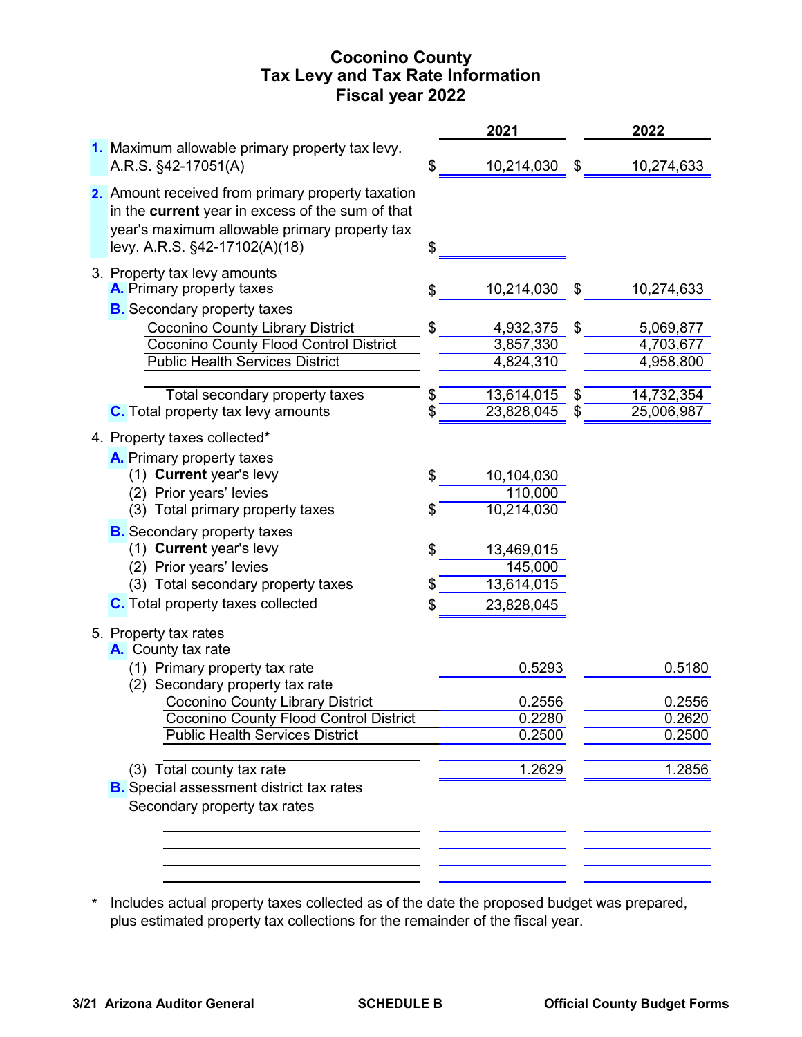# Coconino County
## Tax Levy and Tax Rate Information
### Fiscal year 2022

| | | 2021 | 2022 |
|---|---|---|---|
| **1.** Maximum allowable primary property tax levy. A.R.S. §42-17051(A) | | $ 10,214,030 | $ 10,274,633 |
| **2.** Amount received from primary property taxation in the **current** year in excess of the sum of that year's maximum allowable primary property tax levy. A.R.S. §42-17102(A)(18) | | $ | |
| 3. Property tax levy amounts | | | |
| **A.** Primary property taxes | | $ 10,214,030 | $ 10,274,633 |
| **B.** Secondary property taxes | | | |
| | Coconino County Library District | $ 4,932,375 | $ 5,069,877 |
| | Coconino County Flood Control District | 3,857,330 | 4,703,677 |
| | Public Health Services District | 4,824,310 | 4,958,800 |
| | | | |
| | Total secondary property taxes | $ 13,614,015 | $ 14,732,354 |
| **C.** Total property tax levy amounts | | $ 23,828,045 | $ 25,006,987 |
| 4. Property taxes collected* | | | |
| **A.** Primary property taxes | | | |
| | (1) **Current** year's levy | $ 10,104,030 | |
| | (2) Prior years' levies | 110,000 | |
| | (3) Total primary property taxes | $ 10,214,030 | |
| **B.** Secondary property taxes | | | |
| | (1) **Current** year's levy | $ 13,469,015 | |
| | (2) Prior years' levies | 145,000 | |
| | (3) Total secondary property taxes | $ 13,614,015 | |
| **C.** Total property taxes collected | | $ 23,828,045 | |
| 5. Property tax rates | | | |
| **A.** County tax rate | | | |
| | (1) Primary property tax rate | 0.5293 | 0.5180 |
| | (2) Secondary property tax rate | | |
| | Coconino County Library District | 0.2556 | 0.2556 |
| | Coconino County Flood Control District | 0.2280 | 0.2620 |
| | Public Health Services District | 0.2500 | 0.2500 |
| | | | |
| | (3) Total county tax rate | 1.2629 | 1.2856 |
| **B.** Special assessment district tax rates | | | |
| | Secondary property tax rates | | |
| | | | |
| | | | |
| | | | |
| | | | |

\* Includes actual property taxes collected as of the date the proposed budget was prepared, plus estimated property tax collections for the remainder of the fiscal year.

3/21 Arizona Auditor General | SCHEDULE B | Official County Budget Forms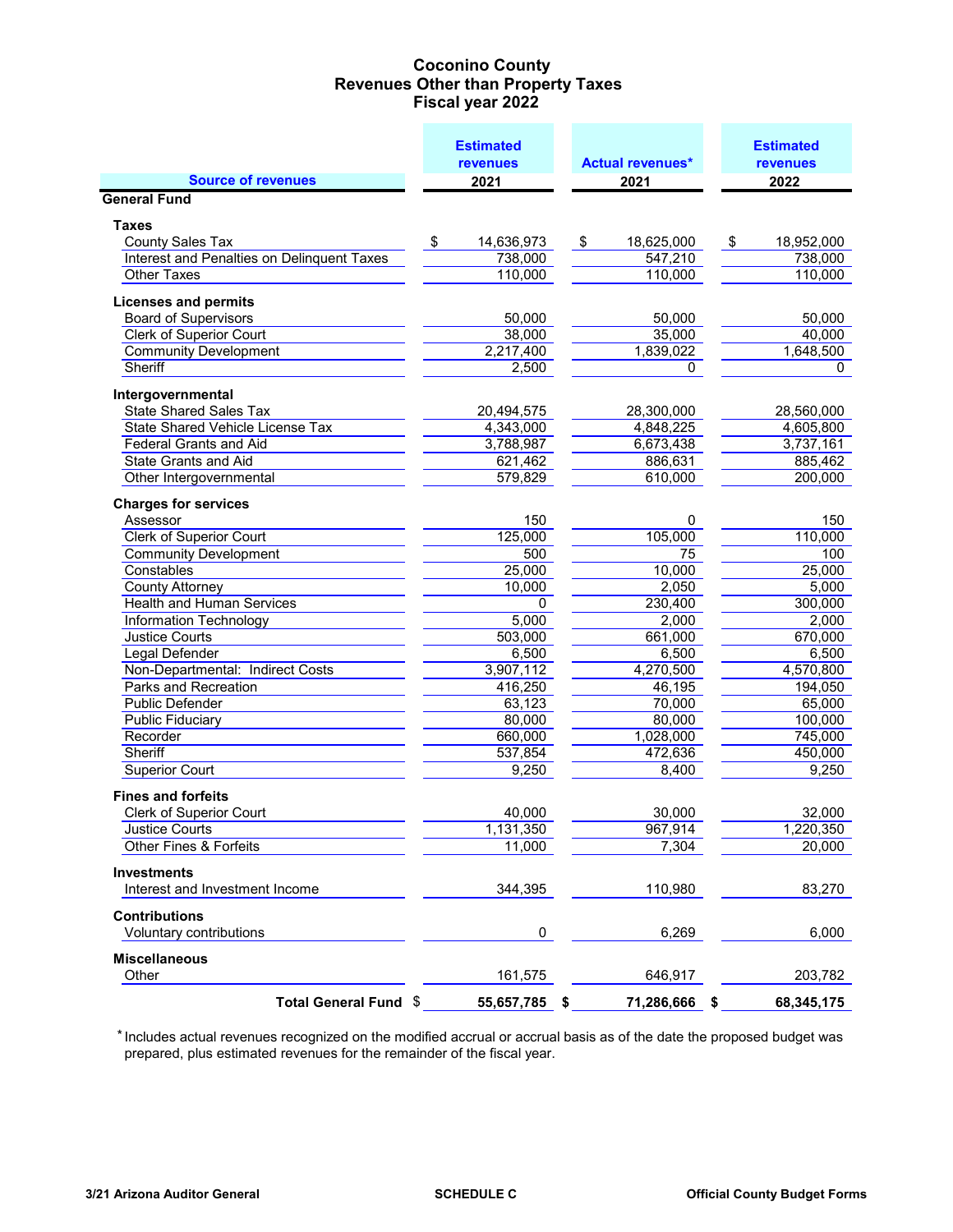# Coconino County
## Revenues Other than Property Taxes
## Fiscal year 2022

| Source of revenues | Estimated revenues 2021 | Actual revenues* 2021 | Estimated revenues 2022 |
|---|---|---|---|
| **General Fund** | | | |
| **Taxes** | | | |
| County Sales Tax | $ 14,636,973 | $ 18,625,000 | $ 18,952,000 |
| Interest and Penalties on Delinquent Taxes | 738,000 | 547,210 | 738,000 |
| Other Taxes | 110,000 | 110,000 | 110,000 |
| **Licenses and permits** | | | |
| Board of Supervisors | 50,000 | 50,000 | 50,000 |
| Clerk of Superior Court | 38,000 | 35,000 | 40,000 |
| Community Development | 2,217,400 | 1,839,022 | 1,648,500 |
| Sheriff | 2,500 | 0 | 0 |
| **Intergovernmental** | | | |
| State Shared Sales Tax | 20,494,575 | 28,300,000 | 28,560,000 |
| State Shared Vehicle License Tax | 4,343,000 | 4,848,225 | 4,605,800 |
| Federal Grants and Aid | 3,788,987 | 6,673,438 | 3,737,161 |
| State Grants and Aid | 621,462 | 886,631 | 885,462 |
| Other Intergovernmental | 579,829 | 610,000 | 200,000 |
| **Charges for services** | | | |
| Assessor | 150 | 0 | 150 |
| Clerk of Superior Court | 125,000 | 105,000 | 110,000 |
| Community Development | 500 | 75 | 100 |
| Constables | 25,000 | 10,000 | 25,000 |
| County Attorney | 10,000 | 2,050 | 5,000 |
| Health and Human Services | 0 | 230,400 | 300,000 |
| Information Technology | 5,000 | 2,000 | 2,000 |
| Justice Courts | 503,000 | 661,000 | 670,000 |
| Legal Defender | 6,500 | 6,500 | 6,500 |
| Non-Departmental: Indirect Costs | 3,907,112 | 4,270,500 | 4,570,800 |
| Parks and Recreation | 416,250 | 46,195 | 194,050 |
| Public Defender | 63,123 | 70,000 | 65,000 |
| Public Fiduciary | 80,000 | 80,000 | 100,000 |
| Recorder | 660,000 | 1,028,000 | 745,000 |
| Sheriff | 537,854 | 472,636 | 450,000 |
| Superior Court | 9,250 | 8,400 | 9,250 |
| **Fines and forfeits** | | | |
| Clerk of Superior Court | 40,000 | 30,000 | 32,000 |
| Justice Courts | 1,131,350 | 967,914 | 1,220,350 |
| Other Fines & Forfeits | 11,000 | 7,304 | 20,000 |
| **Investments** | | | |
| Interest and Investment Income | 344,395 | 110,980 | 83,270 |
| **Contributions** | | | |
| Voluntary contributions | 0 | 6,269 | 6,000 |
| **Miscellaneous** | | | |
| Other | 161,575 | 646,917 | 203,782 |
| **Total General Fund** | **$ 55,657,785** | **$ 71,286,666** | **$ 68,345,175** |

\* Includes actual revenues recognized on the modified accrual or accrual basis as of the date the proposed budget was prepared, plus estimated revenues for the remainder of the fiscal year.

3/21 Arizona Auditor General | SCHEDULE C | Official County Budget Forms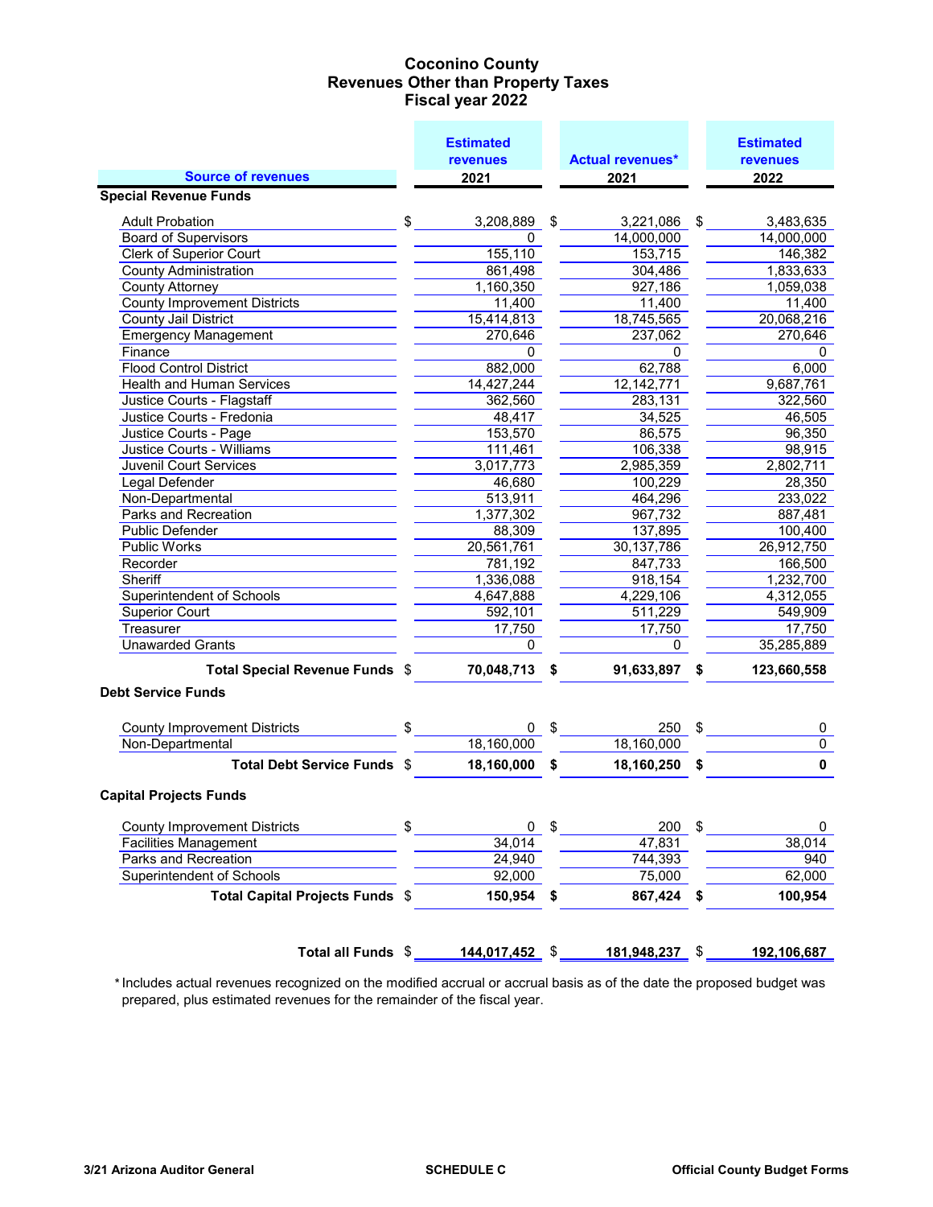# Coconino County
## Revenues Other than Property Taxes
## Fiscal year 2022

| Source of revenues | Estimated revenues 2021 | Actual revenues* 2021 | Estimated revenues 2022 |
|---|---|---|---|
| **Special Revenue Funds** | | | |
| Adult Probation | $ 3,208,889 | $ 3,221,086 | $ 3,483,635 |
| Board of Supervisors | 0 | 14,000,000 | 14,000,000 |
| Clerk of Superior Court | 155,110 | 153,715 | 146,382 |
| County Administration | 861,498 | 304,486 | 1,833,633 |
| County Attorney | 1,160,350 | 927,186 | 1,059,038 |
| County Improvement Districts | 11,400 | 11,400 | 11,400 |
| County Jail District | 15,414,813 | 18,745,565 | 20,068,216 |
| Emergency Management | 270,646 | 237,062 | 270,646 |
| Finance | 0 | 0 | 0 |
| Flood Control District | 882,000 | 62,788 | 6,000 |
| Health and Human Services | 14,427,244 | 12,142,771 | 9,687,761 |
| Justice Courts - Flagstaff | 362,560 | 283,131 | 322,560 |
| Justice Courts - Fredonia | 48,417 | 34,525 | 46,505 |
| Justice Courts - Page | 153,570 | 86,575 | 96,350 |
| Justice Courts - Williams | 111,461 | 106,338 | 98,915 |
| Juvenil Court Services | 3,017,773 | 2,985,359 | 2,802,711 |
| Legal Defender | 46,680 | 100,229 | 28,350 |
| Non-Departmental | 513,911 | 464,296 | 233,022 |
| Parks and Recreation | 1,377,302 | 967,732 | 887,481 |
| Public Defender | 88,309 | 137,895 | 100,400 |
| Public Works | 20,561,761 | 30,137,786 | 26,912,750 |
| Recorder | 781,192 | 847,733 | 166,500 |
| Sheriff | 1,336,088 | 918,154 | 1,232,700 |
| Superintendent of Schools | 4,647,888 | 4,229,106 | 4,312,055 |
| Superior Court | 592,101 | 511,229 | 549,909 |
| Treasurer | 17,750 | 17,750 | 17,750 |
| Unawarded Grants | 0 | 0 | 35,285,889 |
| **Total Special Revenue Funds** | **$ 70,048,713** | **$ 91,633,897** | **$ 123,660,558** |
| **Debt Service Funds** | | | |
| County Improvement Districts | $ 0 | $ 250 | $ 0 |
| Non-Departmental | 18,160,000 | 18,160,000 | 0 |
| **Total Debt Service Funds** | **$ 18,160,000** | **$ 18,160,250** | **$ 0** |
| **Capital Projects Funds** | | | |
| County Improvement Districts | $ 0 | $ 200 | $ 0 |
| Facilities Management | 34,014 | 47,831 | 38,014 |
| Parks and Recreation | 24,940 | 744,393 | 940 |
| Superintendent of Schools | 92,000 | 75,000 | 62,000 |
| **Total Capital Projects Funds** | **$ 150,954** | **$ 867,424** | **$ 100,954** |
| **Total all Funds** | **$ 144,017,452** | **$ 181,948,237** | **$ 192,106,687** |

\* Includes actual revenues recognized on the modified accrual or accrual basis as of the date the proposed budget was prepared, plus estimated revenues for the remainder of the fiscal year.

3/21 Arizona Auditor General | SCHEDULE C | Official County Budget Forms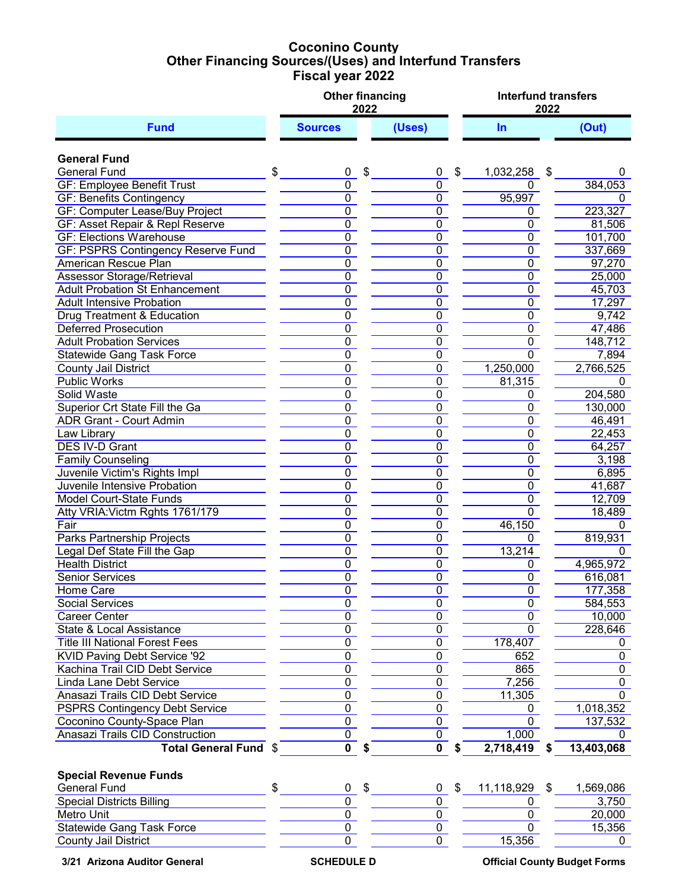# Coconino County
## Other Financing Sources/(Uses) and Interfund Transfers
## Fiscal year 2022

| Fund | Other financing 2022 Sources | Other financing 2022 (Uses) | Interfund transfers 2022 In | Interfund transfers 2022 (Out) |
|---|---|---|---|---|
| **General Fund** | | | | |
| General Fund | $ 0 | $ 0 | $ 1,032,258 | $ 0 |
| GF: Employee Benefit Trust | 0 | 0 | 0 | 384,053 |
| GF: Benefits Contingency | 0 | 0 | 95,997 | 0 |
| GF: Computer Lease/Buy Project | 0 | 0 | 0 | 223,327 |
| GF: Asset Repair & Repl Reserve | 0 | 0 | 0 | 81,506 |
| GF: Elections Warehouse | 0 | 0 | 0 | 101,700 |
| GF: PSPRS Contingency Reserve Fund | 0 | 0 | 0 | 337,669 |
| American Rescue Plan | 0 | 0 | 0 | 97,270 |
| Assessor Storage/Retrieval | 0 | 0 | 0 | 25,000 |
| Adult Probation St Enhancement | 0 | 0 | 0 | 45,703 |
| Adult Intensive Probation | 0 | 0 | 0 | 17,297 |
| Drug Treatment & Education | 0 | 0 | 0 | 9,742 |
| Deferred Prosecution | 0 | 0 | 0 | 47,486 |
| Adult Probation Services | 0 | 0 | 0 | 148,712 |
| Statewide Gang Task Force | 0 | 0 | 0 | 7,894 |
| County Jail District | 0 | 0 | 1,250,000 | 2,766,525 |
| Public Works | 0 | 0 | 81,315 | 0 |
| Solid Waste | 0 | 0 | 0 | 204,580 |
| Superior Crt State Fill the Ga | 0 | 0 | 0 | 130,000 |
| ADR Grant - Court Admin | 0 | 0 | 0 | 46,491 |
| Law Library | 0 | 0 | 0 | 22,453 |
| DES IV-D Grant | 0 | 0 | 0 | 64,257 |
| Family Counseling | 0 | 0 | 0 | 3,198 |
| Juvenile Victim's Rights Impl | 0 | 0 | 0 | 6,895 |
| Juvenile Intensive Probation | 0 | 0 | 0 | 41,687 |
| Model Court-State Funds | 0 | 0 | 0 | 12,709 |
| Atty VRIA:Victm Rghts 1761/179 | 0 | 0 | 0 | 18,489 |
| Fair | 0 | 0 | 46,150 | 0 |
| Parks Partnership Projects | 0 | 0 | 0 | 819,931 |
| Legal Def State Fill the Gap | 0 | 0 | 13,214 | 0 |
| Health District | 0 | 0 | 0 | 4,965,972 |
| Senior Services | 0 | 0 | 0 | 616,081 |
| Home Care | 0 | 0 | 0 | 177,358 |
| Social Services | 0 | 0 | 0 | 584,553 |
| Career Center | 0 | 0 | 0 | 10,000 |
| State & Local Assistance | 0 | 0 | 0 | 228,646 |
| Title III National Forest Fees | 0 | 0 | 178,407 | 0 |
| KVID Paving Debt Service '92 | 0 | 0 | 652 | 0 |
| Kachina Trail CID Debt Service | 0 | 0 | 865 | 0 |
| Linda Lane Debt Service | 0 | 0 | 7,256 | 0 |
| Anasazi Trails CID Debt Service | 0 | 0 | 11,305 | 0 |
| PSPRS Contingency Debt Service | 0 | 0 | 0 | 1,018,352 |
| Coconino County-Space Plan | 0 | 0 | 0 | 137,532 |
| Anasazi Trails CID Construction | 0 | 0 | 1,000 | 0 |
| **Total General Fund** | **$ 0** | **$ 0** | **$ 2,718,419** | **$ 13,403,068** |
| **Special Revenue Funds** | | | | |
| General Fund | $ 0 | $ 0 | $ 11,118,929 | $ 1,569,086 |
| Special Districts Billing | 0 | 0 | 0 | 3,750 |
| Metro Unit | 0 | 0 | 0 | 20,000 |
| Statewide Gang Task Force | 0 | 0 | 0 | 15,356 |
| County Jail District | 0 | 0 | 15,356 | 0 |

3/21 Arizona Auditor General — SCHEDULE D — Official County Budget Forms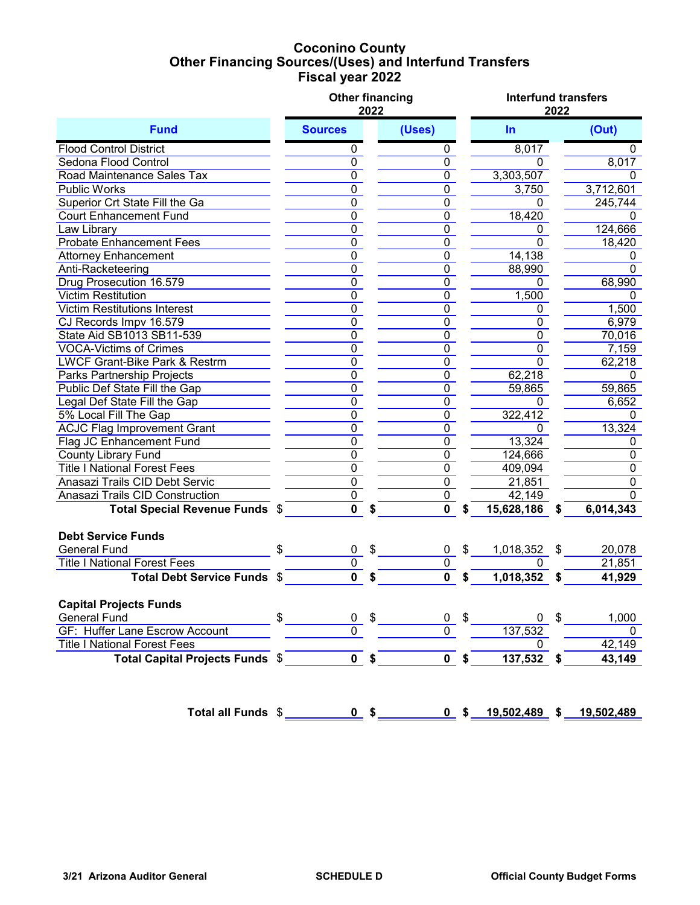# Coconino County
## Other Financing Sources/(Uses) and Interfund Transfers
## Fiscal year 2022

| Fund | Other financing 2022 Sources | Other financing 2022 (Uses) | Interfund transfers 2022 In | Interfund transfers 2022 (Out) |
|---|---|---|---|---|
| Flood Control District | 0 | 0 | 8,017 | 0 |
| Sedona Flood Control | 0 | 0 | 0 | 8,017 |
| Road Maintenance Sales Tax | 0 | 0 | 3,303,507 | 0 |
| Public Works | 0 | 0 | 3,750 | 3,712,601 |
| Superior Crt State Fill the Ga | 0 | 0 | 0 | 245,744 |
| Court Enhancement Fund | 0 | 0 | 18,420 | 0 |
| Law Library | 0 | 0 | 0 | 124,666 |
| Probate Enhancement Fees | 0 | 0 | 0 | 18,420 |
| Attorney Enhancement | 0 | 0 | 14,138 | 0 |
| Anti-Racketeering | 0 | 0 | 88,990 | 0 |
| Drug Prosecution 16.579 | 0 | 0 | 0 | 68,990 |
| Victim Restitution | 0 | 0 | 1,500 | 0 |
| Victim Restitutions Interest | 0 | 0 | 0 | 1,500 |
| CJ Records Impv 16.579 | 0 | 0 | 0 | 6,979 |
| State Aid SB1013 SB11-539 | 0 | 0 | 0 | 70,016 |
| VOCA-Victims of Crimes | 0 | 0 | 0 | 7,159 |
| LWCF Grant-Bike Park & Restrm | 0 | 0 | 0 | 62,218 |
| Parks Partnership Projects | 0 | 0 | 62,218 | 0 |
| Public Def State Fill the Gap | 0 | 0 | 59,865 | 59,865 |
| Legal Def State Fill the Gap | 0 | 0 | 0 | 6,652 |
| 5% Local Fill The Gap | 0 | 0 | 322,412 | 0 |
| ACJC Flag Improvement Grant | 0 | 0 | 0 | 13,324 |
| Flag JC Enhancement Fund | 0 | 0 | 13,324 | 0 |
| County Library Fund | 0 | 0 | 124,666 | 0 |
| Title I National Forest Fees | 0 | 0 | 409,094 | 0 |
| Anasazi Trails CID Debt Servic | 0 | 0 | 21,851 | 0 |
| Anasazi Trails CID Construction | 0 | 0 | 42,149 | 0 |
| **Total Special Revenue Funds** | **$ 0** | **$ 0** | **$ 15,628,186** | **$ 6,014,343** |
| **Debt Service Funds** | | | | |
| General Fund | $ 0 | $ 0 | $ 1,018,352 | $ 20,078 |
| Title I National Forest Fees | 0 | 0 | 0 | 21,851 |
| **Total Debt Service Funds** | **$ 0** | **$ 0** | **$ 1,018,352** | **$ 41,929** |
| **Capital Projects Funds** | | | | |
| General Fund | $ 0 | $ 0 | $ 0 | $ 1,000 |
| GF: Huffer Lane Escrow Account | 0 | 0 | 137,532 | 0 |
| Title I National Forest Fees | | | 0 | 42,149 |
| **Total Capital Projects Funds** | **$ 0** | **$ 0** | **$ 137,532** | **$ 43,149** |
| **Total all Funds** | **$ 0** | **$ 0** | **$ 19,502,489** | **$ 19,502,489** |

3/21 Arizona Auditor General | SCHEDULE D | Official County Budget Forms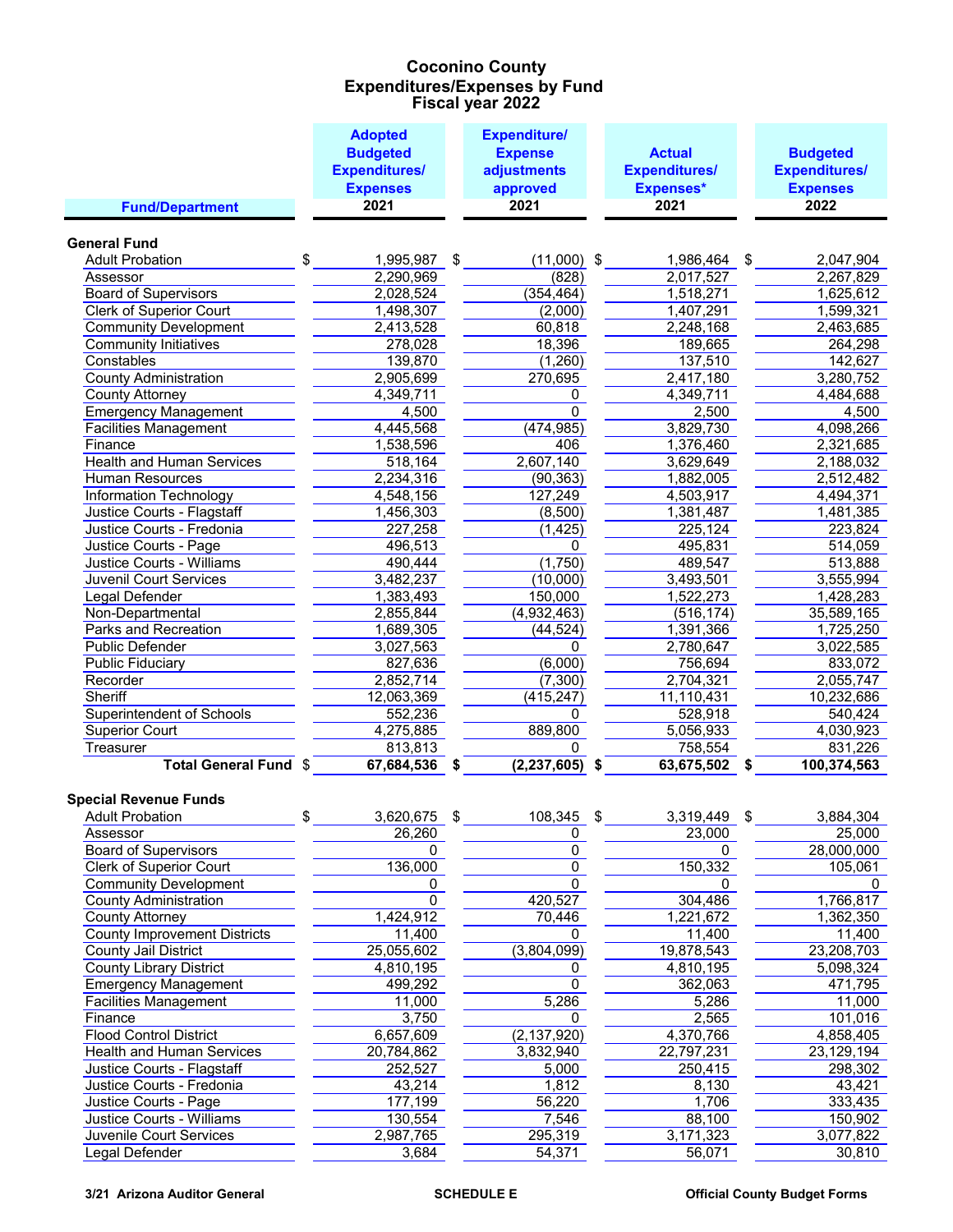# Coconino County
## Expenditures/Expenses by Fund
### Fiscal year 2022

| Fund/Department | Adopted Budgeted Expenditures/ Expenses 2021 | Expenditure/ Expense adjustments approved 2021 | Actual Expenditures/ Expenses* 2021 | Budgeted Expenditures/ Expenses 2022 |
|---|---|---|---|---|
| **General Fund** | | | | |
| Adult Probation | $ 1,995,987 | $ (11,000) | $ 1,986,464 | $ 2,047,904 |
| Assessor | 2,290,969 | (828) | 2,017,527 | 2,267,829 |
| Board of Supervisors | 2,028,524 | (354,464) | 1,518,271 | 1,625,612 |
| Clerk of Superior Court | 1,498,307 | (2,000) | 1,407,291 | 1,599,321 |
| Community Development | 2,413,528 | 60,818 | 2,248,168 | 2,463,685 |
| Community Initiatives | 278,028 | 18,396 | 189,665 | 264,298 |
| Constables | 139,870 | (1,260) | 137,510 | 142,627 |
| County Administration | 2,905,699 | 270,695 | 2,417,180 | 3,280,752 |
| County Attorney | 4,349,711 | 0 | 4,349,711 | 4,484,688 |
| Emergency Management | 4,500 | 0 | 2,500 | 4,500 |
| Facilities Management | 4,445,568 | (474,985) | 3,829,730 | 4,098,266 |
| Finance | 1,538,596 | 406 | 1,376,460 | 2,321,685 |
| Health and Human Services | 518,164 | 2,607,140 | 3,629,649 | 2,188,032 |
| Human Resources | 2,234,316 | (90,363) | 1,882,005 | 2,512,482 |
| Information Technology | 4,548,156 | 127,249 | 4,503,917 | 4,494,371 |
| Justice Courts - Flagstaff | 1,456,303 | (8,500) | 1,381,487 | 1,481,385 |
| Justice Courts - Fredonia | 227,258 | (1,425) | 225,124 | 223,824 |
| Justice Courts - Page | 496,513 | 0 | 495,831 | 514,059 |
| Justice Courts - Williams | 490,444 | (1,750) | 489,547 | 513,888 |
| Juvenil Court Services | 3,482,237 | (10,000) | 3,493,501 | 3,555,994 |
| Legal Defender | 1,383,493 | 150,000 | 1,522,273 | 1,428,283 |
| Non-Departmental | 2,855,844 | (4,932,463) | (516,174) | 35,589,165 |
| Parks and Recreation | 1,689,305 | (44,524) | 1,391,366 | 1,725,250 |
| Public Defender | 3,027,563 | 0 | 2,780,647 | 3,022,585 |
| Public Fiduciary | 827,636 | (6,000) | 756,694 | 833,072 |
| Recorder | 2,852,714 | (7,300) | 2,704,321 | 2,055,747 |
| Sheriff | 12,063,369 | (415,247) | 11,110,431 | 10,232,686 |
| Superintendent of Schools | 552,236 | 0 | 528,918 | 540,424 |
| Superior Court | 4,275,885 | 889,800 | 5,056,933 | 4,030,923 |
| Treasurer | 813,813 | 0 | 758,554 | 831,226 |
| **Total General Fund** | **$ 67,684,536** | **$ (2,237,605)** | **$ 63,675,502** | **$ 100,374,563** |
| **Special Revenue Funds** | | | | |
| Adult Probation | $ 3,620,675 | $ 108,345 | $ 3,319,449 | $ 3,884,304 |
| Assessor | 26,260 | 0 | 23,000 | 25,000 |
| Board of Supervisors | 0 | 0 | 0 | 28,000,000 |
| Clerk of Superior Court | 136,000 | 0 | 150,332 | 105,061 |
| Community Development | 0 | 0 | 0 | 0 |
| County Administration | 0 | 420,527 | 304,486 | 1,766,817 |
| County Attorney | 1,424,912 | 70,446 | 1,221,672 | 1,362,350 |
| County Improvement Districts | 11,400 | 0 | 11,400 | 11,400 |
| County Jail District | 25,055,602 | (3,804,099) | 19,878,543 | 23,208,703 |
| County Library District | 4,810,195 | 0 | 4,810,195 | 5,098,324 |
| Emergency Management | 499,292 | 0 | 362,063 | 471,795 |
| Facilities Management | 11,000 | 5,286 | 5,286 | 11,000 |
| Finance | 3,750 | 0 | 2,565 | 101,016 |
| Flood Control District | 6,657,609 | (2,137,920) | 4,370,766 | 4,858,405 |
| Health and Human Services | 20,784,862 | 3,832,940 | 22,797,231 | 23,129,194 |
| Justice Courts - Flagstaff | 252,527 | 5,000 | 250,415 | 298,302 |
| Justice Courts - Fredonia | 43,214 | 1,812 | 8,130 | 43,421 |
| Justice Courts - Page | 177,199 | 56,220 | 1,706 | 333,435 |
| Justice Courts - Williams | 130,554 | 7,546 | 88,100 | 150,902 |
| Juvenile Court Services | 2,987,765 | 295,319 | 3,171,323 | 3,077,822 |
| Legal Defender | 3,684 | 54,371 | 56,071 | 30,810 |

3/21 Arizona Auditor General — SCHEDULE E — Official County Budget Forms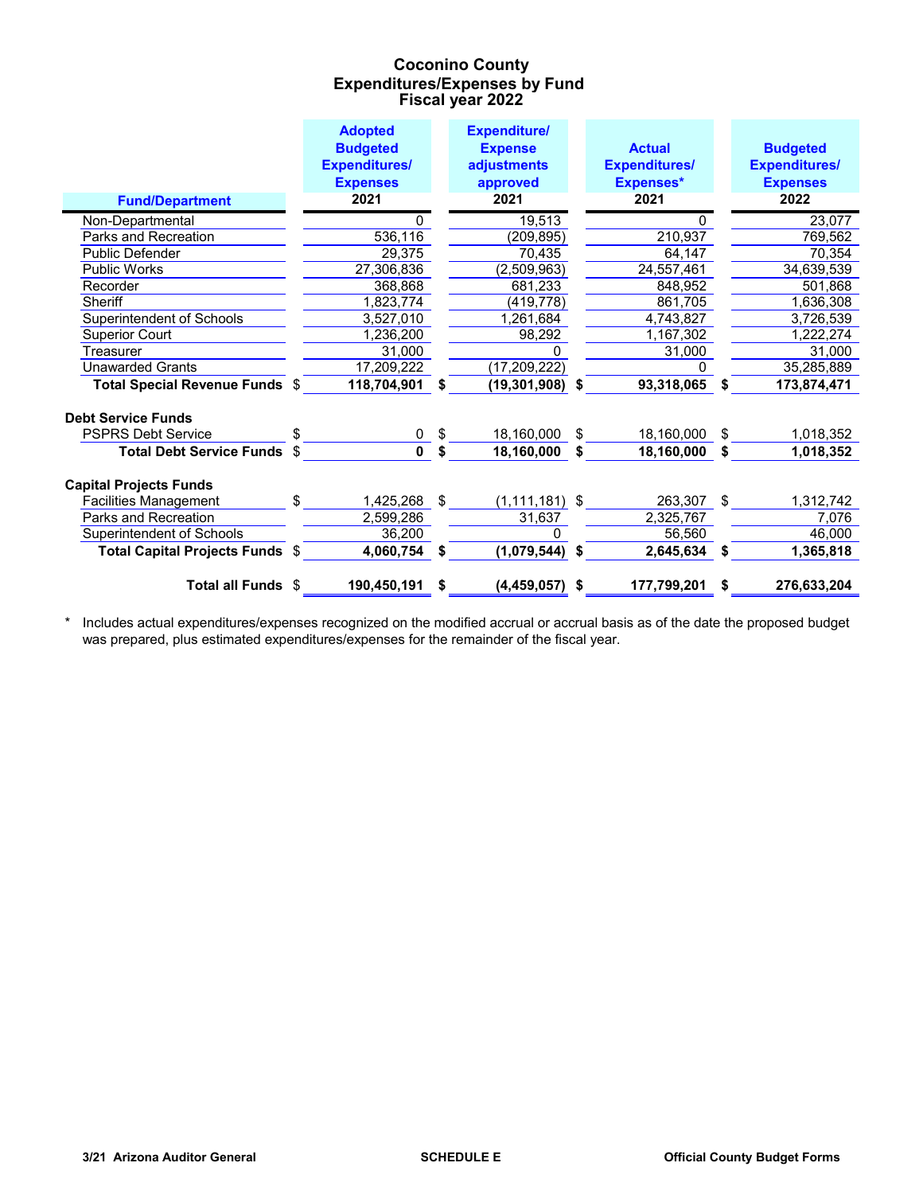# Coconino County
## Expenditures/Expenses by Fund
### Fiscal year 2022

| Fund/Department | Adopted Budgeted Expenditures/ Expenses 2021 | Expenditure/ Expense adjustments approved 2021 | Actual Expenditures/ Expenses* 2021 | Budgeted Expenditures/ Expenses 2022 |
|---|---|---|---|---|
| Non-Departmental | 0 | 19,513 | 0 | 23,077 |
| Parks and Recreation | 536,116 | (209,895) | 210,937 | 769,562 |
| Public Defender | 29,375 | 70,435 | 64,147 | 70,354 |
| Public Works | 27,306,836 | (2,509,963) | 24,557,461 | 34,639,539 |
| Recorder | 368,868 | 681,233 | 848,952 | 501,868 |
| Sheriff | 1,823,774 | (419,778) | 861,705 | 1,636,308 |
| Superintendent of Schools | 3,527,010 | 1,261,684 | 4,743,827 | 3,726,539 |
| Superior Court | 1,236,200 | 98,292 | 1,167,302 | 1,222,274 |
| Treasurer | 31,000 | 0 | 31,000 | 31,000 |
| Unawarded Grants | 17,209,222 | (17,209,222) | 0 | 35,285,889 |
| **Total Special Revenue Funds** | **$ 118,704,901** | **$ (19,301,908)** | **$ 93,318,065** | **$ 173,874,471** |
| **Debt Service Funds** | | | | |
| PSPRS Debt Service | $ 0 | $ 18,160,000 | $ 18,160,000 | $ 1,018,352 |
| **Total Debt Service Funds** | **$ 0** | **$ 18,160,000** | **$ 18,160,000** | **$ 1,018,352** |
| **Capital Projects Funds** | | | | |
| Facilities Management | $ 1,425,268 | $ (1,111,181) | $ 263,307 | $ 1,312,742 |
| Parks and Recreation | 2,599,286 | 31,637 | 2,325,767 | 7,076 |
| Superintendent of Schools | 36,200 | 0 | 56,560 | 46,000 |
| **Total Capital Projects Funds** | **$ 4,060,754** | **$ (1,079,544)** | **$ 2,645,634** | **$ 1,365,818** |
| **Total all Funds** | **$ 190,450,191** | **$ (4,459,057)** | **$ 177,799,201** | **$ 276,633,204** |

* Includes actual expenditures/expenses recognized on the modified accrual or accrual basis as of the date the proposed budget was prepared, plus estimated expenditures/expenses for the remainder of the fiscal year.

3/21 Arizona Auditor General — SCHEDULE E — Official County Budget Forms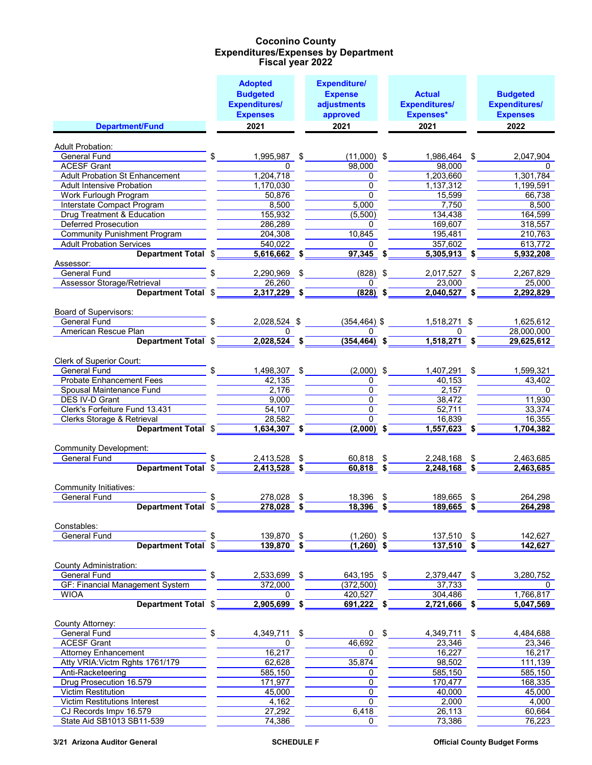# Coconino County
## Expenditures/Expenses by Department
### Fiscal year 2022

| Department/Fund | Adopted Budgeted Expenditures/ Expenses 2021 | Expenditure/ Expense adjustments approved 2021 | Actual Expenditures/ Expenses* 2021 | Budgeted Expenditures/ Expenses 2022 |
|---|---|---|---|---|
| **Adult Probation:** | | | | |
| General Fund | $ 1,995,987 | $ (11,000) | $ 1,986,464 | $ 2,047,904 |
| ACESF Grant | 0 | 98,000 | 98,000 | 0 |
| Adult Probation St Enhancement | 1,204,718 | 0 | 1,203,660 | 1,301,784 |
| Adult Intensive Probation | 1,170,030 | 0 | 1,137,312 | 1,199,591 |
| Work Furlough Program | 50,876 | 0 | 15,599 | 66,738 |
| Interstate Compact Program | 8,500 | 5,000 | 7,750 | 8,500 |
| Drug Treatment & Education | 155,932 | (5,500) | 134,438 | 164,599 |
| Deferred Prosecution | 286,289 | 0 | 169,607 | 318,557 |
| Community Punishment Program | 204,308 | 10,845 | 195,481 | 210,763 |
| Adult Probation Services | 540,022 | 0 | 357,602 | 613,772 |
| **Department Total** | **$ 5,616,662** | **$ 97,345** | **$ 5,305,913** | **$ 5,932,208** |
| **Assessor:** | | | | |
| General Fund | $ 2,290,969 | $ (828) | $ 2,017,527 | $ 2,267,829 |
| Assessor Storage/Retrieval | 26,260 | 0 | 23,000 | 25,000 |
| **Department Total** | **$ 2,317,229** | **$ (828)** | **$ 2,040,527** | **$ 2,292,829** |
| **Board of Supervisors:** | | | | |
| General Fund | $ 2,028,524 | $ (354,464) | $ 1,518,271 | $ 1,625,612 |
| American Rescue Plan | 0 | 0 | 0 | 28,000,000 |
| **Department Total** | **$ 2,028,524** | **$ (354,464)** | **$ 1,518,271** | **$ 29,625,612** |
| **Clerk of Superior Court:** | | | | |
| General Fund | $ 1,498,307 | $ (2,000) | $ 1,407,291 | $ 1,599,321 |
| Probate Enhancement Fees | 42,135 | 0 | 40,153 | 43,402 |
| Spousal Maintenance Fund | 2,176 | 0 | 2,157 | 0 |
| DES IV-D Grant | 9,000 | 0 | 38,472 | 11,930 |
| Clerk's Forfeiture Fund 13.431 | 54,107 | 0 | 52,711 | 33,374 |
| Clerks Storage & Retrieval | 28,582 | 0 | 16,839 | 16,355 |
| **Department Total** | **$ 1,634,307** | **$ (2,000)** | **$ 1,557,623** | **$ 1,704,382** |
| **Community Development:** | | | | |
| General Fund | $ 2,413,528 | $ 60,818 | $ 2,248,168 | $ 2,463,685 |
| **Department Total** | **$ 2,413,528** | **$ 60,818** | **$ 2,248,168** | **$ 2,463,685** |
| **Community Initiatives:** | | | | |
| General Fund | $ 278,028 | $ 18,396 | $ 189,665 | $ 264,298 |
| **Department Total** | **$ 278,028** | **$ 18,396** | **$ 189,665** | **$ 264,298** |
| **Constables:** | | | | |
| General Fund | $ 139,870 | $ (1,260) | $ 137,510 | $ 142,627 |
| **Department Total** | **$ 139,870** | **$ (1,260)** | **$ 137,510** | **$ 142,627** |
| **County Administration:** | | | | |
| General Fund | $ 2,533,699 | $ 643,195 | $ 2,379,447 | $ 3,280,752 |
| GF: Financial Management System | 372,000 | (372,500) | 37,733 | 0 |
| WIOA | 0 | 420,527 | 304,486 | 1,766,817 |
| **Department Total** | **$ 2,905,699** | **$ 691,222** | **$ 2,721,666** | **$ 5,047,569** |
| **County Attorney:** | | | | |
| General Fund | $ 4,349,711 | $ 0 | $ 4,349,711 | $ 4,484,688 |
| ACESF Grant | 0 | 46,692 | 23,346 | 23,346 |
| Attorney Enhancement | 16,217 | 0 | 16,227 | 16,217 |
| Atty VRIA:Victm Rghts 1761/179 | 62,628 | 35,874 | 98,502 | 111,139 |
| Anti-Racketeering | 585,150 | 0 | 585,150 | 585,150 |
| Drug Prosecution 16.579 | 171,977 | 0 | 170,477 | 168,335 |
| Victim Restitution | 45,000 | 0 | 40,000 | 45,000 |
| Victim Restitutions Interest | 4,162 | 0 | 2,000 | 4,000 |
| CJ Records Impv 16.579 | 27,292 | 6,418 | 26,113 | 60,664 |
| State Aid SB1013 SB11-539 | 74,386 | 0 | 73,386 | 76,223 |

3/21 Arizona Auditor General — SCHEDULE F — Official County Budget Forms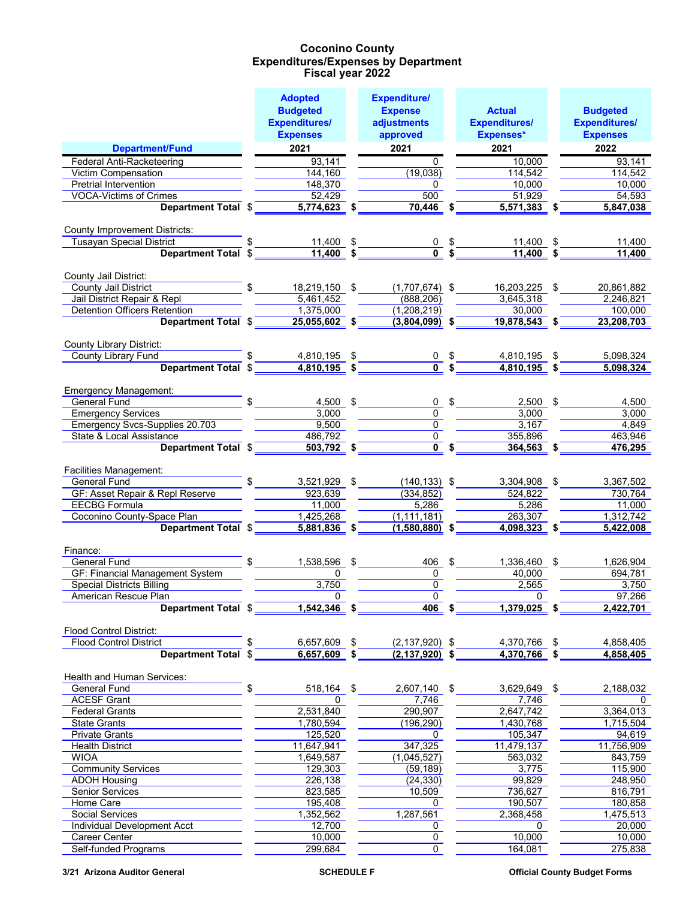# Coconino County
## Expenditures/Expenses by Department
### Fiscal year 2022

| Department/Fund | Adopted Budgeted Expenditures/ Expenses 2021 | Expenditure/ Expense adjustments approved 2021 | Actual Expenditures/ Expenses* 2021 | Budgeted Expenditures/ Expenses 2022 |
|---|---|---|---|---|
| Federal Anti-Racketeering | 93,141 | 0 | 10,000 | 93,141 |
| Victim Compensation | 144,160 | (19,038) | 114,542 | 114,542 |
| Pretrial Intervention | 148,370 | 0 | 10,000 | 10,000 |
| VOCA-Victims of Crimes | 52,429 | 500 | 51,929 | 54,593 |
| **Department Total** | **$ 5,774,623** | **$ 70,446** | **$ 5,571,383** | **$ 5,847,038** |
| County Improvement Districts: | | | | |
| Tusayan Special District | $ 11,400 | $ 0 | $ 11,400 | $ 11,400 |
| **Department Total** | **$ 11,400** | **$ 0** | **$ 11,400** | **$ 11,400** |
| County Jail District: | | | | |
| County Jail District | $ 18,219,150 | $ (1,707,674) | $ 16,203,225 | $ 20,861,882 |
| Jail District Repair & Repl | 5,461,452 | (888,206) | 3,645,318 | 2,246,821 |
| Detention Officers Retention | 1,375,000 | (1,208,219) | 30,000 | 100,000 |
| **Department Total** | **$ 25,055,602** | **$ (3,804,099)** | **$ 19,878,543** | **$ 23,208,703** |
| County Library District: | | | | |
| County Library Fund | $ 4,810,195 | $ 0 | $ 4,810,195 | $ 5,098,324 |
| **Department Total** | **$ 4,810,195** | **$ 0** | **$ 4,810,195** | **$ 5,098,324** |
| Emergency Management: | | | | |
| General Fund | $ 4,500 | $ 0 | $ 2,500 | $ 4,500 |
| Emergency Services | 3,000 | 0 | 3,000 | 3,000 |
| Emergency Svcs-Supplies 20.703 | 9,500 | 0 | 3,167 | 4,849 |
| State & Local Assistance | 486,792 | 0 | 355,896 | 463,946 |
| **Department Total** | **$ 503,792** | **$ 0** | **$ 364,563** | **$ 476,295** |
| Facilities Management: | | | | |
| General Fund | $ 3,521,929 | $ (140,133) | $ 3,304,908 | $ 3,367,502 |
| GF: Asset Repair & Repl Reserve | 923,639 | (334,852) | 524,822 | 730,764 |
| EECBG Formula | 11,000 | 5,286 | 5,286 | 11,000 |
| Coconino County-Space Plan | 1,425,268 | (1,111,181) | 263,307 | 1,312,742 |
| **Department Total** | **$ 5,881,836** | **$ (1,580,880)** | **$ 4,098,323** | **$ 5,422,008** |
| Finance: | | | | |
| General Fund | $ 1,538,596 | $ 406 | $ 1,336,460 | $ 1,626,904 |
| GF: Financial Management System | 0 | 0 | 40,000 | 694,781 |
| Special Districts Billing | 3,750 | 0 | 2,565 | 3,750 |
| American Rescue Plan | 0 | 0 | 0 | 97,266 |
| **Department Total** | **$ 1,542,346** | **$ 406** | **$ 1,379,025** | **$ 2,422,701** |
| Flood Control District: | | | | |
| Flood Control District | $ 6,657,609 | $ (2,137,920) | $ 4,370,766 | $ 4,858,405 |
| **Department Total** | **$ 6,657,609** | **$ (2,137,920)** | **$ 4,370,766** | **$ 4,858,405** |
| Health and Human Services: | | | | |
| General Fund | $ 518,164 | $ 2,607,140 | $ 3,629,649 | $ 2,188,032 |
| ACESF Grant | 0 | 7,746 | 7,746 | 0 |
| Federal Grants | 2,531,840 | 290,907 | 2,647,742 | 3,364,013 |
| State Grants | 1,780,594 | (196,290) | 1,430,768 | 1,715,504 |
| Private Grants | 125,520 | 0 | 105,347 | 94,619 |
| Health District | 11,647,941 | 347,325 | 11,479,137 | 11,756,909 |
| WIOA | 1,649,587 | (1,045,527) | 563,032 | 843,759 |
| Community Services | 129,303 | (59,189) | 3,775 | 115,900 |
| ADOH Housing | 226,138 | (24,330) | 99,829 | 248,950 |
| Senior Services | 823,585 | 10,509 | 736,627 | 816,791 |
| Home Care | 195,408 | 0 | 190,507 | 180,858 |
| Social Services | 1,352,562 | 1,287,561 | 2,368,458 | 1,475,513 |
| Individual Development Acct | 12,700 | 0 | 0 | 20,000 |
| Career Center | 10,000 | 0 | 10,000 | 10,000 |
| Self-funded Programs | 299,684 | 0 | 164,081 | 275,838 |

3/21 Arizona Auditor General — SCHEDULE F — Official County Budget Forms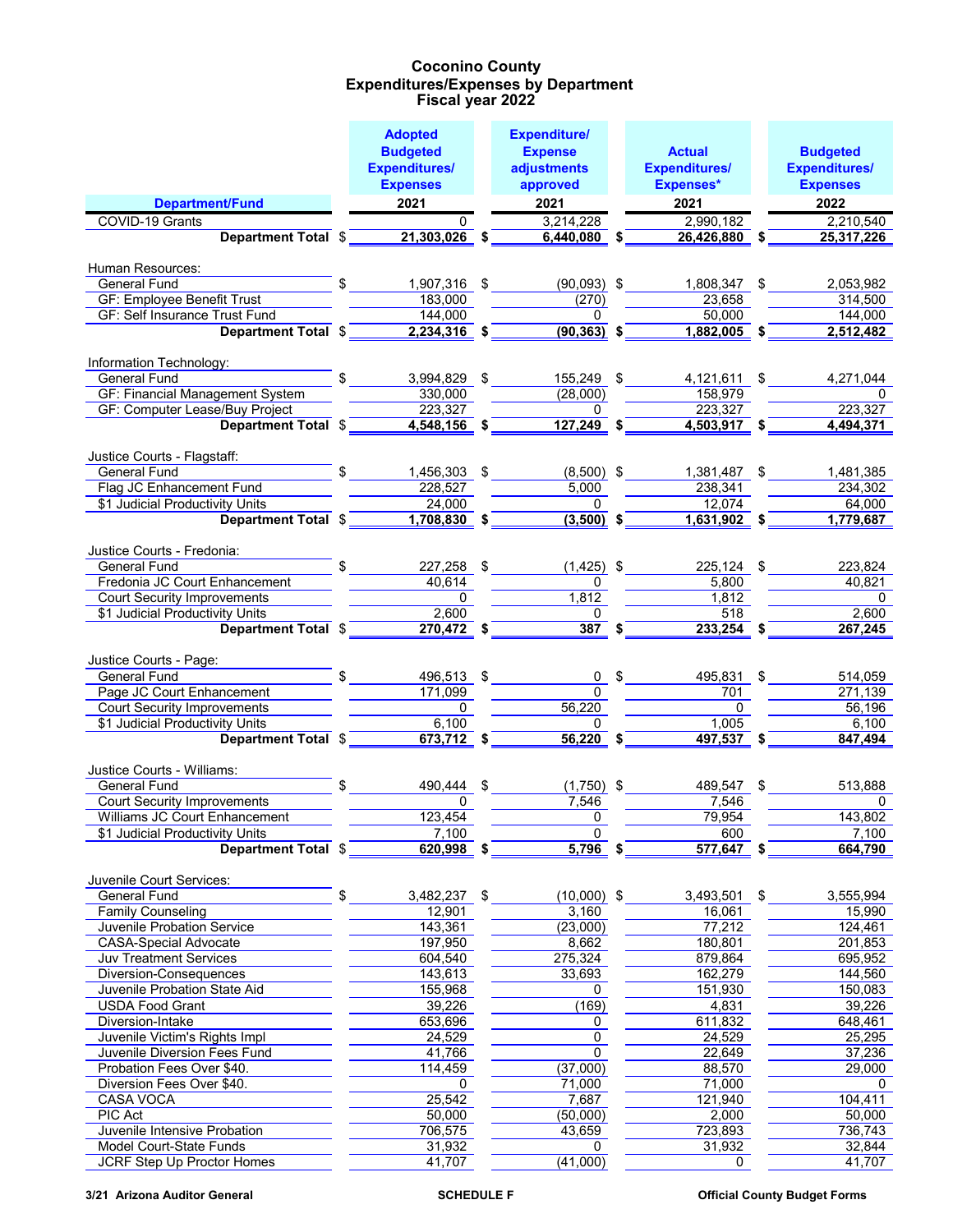# Coconino County
## Expenditures/Expenses by Department
### Fiscal year 2022

| Department/Fund | Adopted Budgeted Expenditures/ Expenses 2021 | Expenditure/ Expense adjustments approved 2021 | Actual Expenditures/ Expenses* 2021 | Budgeted Expenditures/ Expenses 2022 |
|---|---|---|---|---|
| COVID-19 Grants | 0 | 3,214,228 | 2,990,182 | 2,210,540 |
| **Department Total** | $ **21,303,026** | $ **6,440,080** | $ **26,426,880** | $ **25,317,226** |
| Human Resources: | | | | |
| General Fund | $ 1,907,316 | $ (90,093) | $ 1,808,347 | $ 2,053,982 |
| GF: Employee Benefit Trust | 183,000 | (270) | 23,658 | 314,500 |
| GF: Self Insurance Trust Fund | 144,000 | 0 | 50,000 | 144,000 |
| **Department Total** | $ **2,234,316** | $ **(90,363)** | $ **1,882,005** | $ **2,512,482** |
| Information Technology: | | | | |
| General Fund | $ 3,994,829 | $ 155,249 | $ 4,121,611 | $ 4,271,044 |
| GF: Financial Management System | 330,000 | (28,000) | 158,979 | 0 |
| GF: Computer Lease/Buy Project | 223,327 | 0 | 223,327 | 223,327 |
| **Department Total** | $ **4,548,156** | $ **127,249** | $ **4,503,917** | $ **4,494,371** |
| Justice Courts - Flagstaff: | | | | |
| General Fund | $ 1,456,303 | $ (8,500) | $ 1,381,487 | $ 1,481,385 |
| Flag JC Enhancement Fund | 228,527 | 5,000 | 238,341 | 234,302 |
| $1 Judicial Productivity Units | 24,000 | 0 | 12,074 | 64,000 |
| **Department Total** | $ **1,708,830** | $ **(3,500)** | $ **1,631,902** | $ **1,779,687** |
| Justice Courts - Fredonia: | | | | |
| General Fund | $ 227,258 | $ (1,425) | $ 225,124 | $ 223,824 |
| Fredonia JC Court Enhancement | 40,614 | 0 | 5,800 | 40,821 |
| Court Security Improvements | 0 | 1,812 | 1,812 | 0 |
| $1 Judicial Productivity Units | 2,600 | 0 | 518 | 2,600 |
| **Department Total** | $ **270,472** | $ **387** | $ **233,254** | $ **267,245** |
| Justice Courts - Page: | | | | |
| General Fund | $ 496,513 | $ 0 | $ 495,831 | $ 514,059 |
| Page JC Court Enhancement | 171,099 | 0 | 701 | 271,139 |
| Court Security Improvements | 0 | 56,220 | 0 | 56,196 |
| $1 Judicial Productivity Units | 6,100 | 0 | 1,005 | 6,100 |
| **Department Total** | $ **673,712** | $ **56,220** | $ **497,537** | $ **847,494** |
| Justice Courts - Williams: | | | | |
| General Fund | $ 490,444 | $ (1,750) | $ 489,547 | $ 513,888 |
| Court Security Improvements | 0 | 7,546 | 7,546 | 0 |
| Williams JC Court Enhancement | 123,454 | 0 | 79,954 | 143,802 |
| $1 Judicial Productivity Units | 7,100 | 0 | 600 | 7,100 |
| **Department Total** | $ **620,998** | $ **5,796** | $ **577,647** | $ **664,790** |
| Juvenile Court Services: | | | | |
| General Fund | $ 3,482,237 | $ (10,000) | $ 3,493,501 | $ 3,555,994 |
| Family Counseling | 12,901 | 3,160 | 16,061 | 15,990 |
| Juvenile Probation Service | 143,361 | (23,000) | 77,212 | 124,461 |
| CASA-Special Advocate | 197,950 | 8,662 | 180,801 | 201,853 |
| Juv Treatment Services | 604,540 | 275,324 | 879,864 | 695,952 |
| Diversion-Consequences | 143,613 | 33,693 | 162,279 | 144,560 |
| Juvenile Probation State Aid | 155,968 | 0 | 151,930 | 150,083 |
| USDA Food Grant | 39,226 | (169) | 4,831 | 39,226 |
| Diversion-Intake | 653,696 | 0 | 611,832 | 648,461 |
| Juvenile Victim's Rights Impl | 24,529 | 0 | 24,529 | 25,295 |
| Juvenile Diversion Fees Fund | 41,766 | 0 | 22,649 | 37,236 |
| Probation Fees Over $40. | 114,459 | (37,000) | 88,570 | 29,000 |
| Diversion Fees Over $40. | 0 | 71,000 | 71,000 | 0 |
| CASA VOCA | 25,542 | 7,687 | 121,940 | 104,411 |
| PIC Act | 50,000 | (50,000) | 2,000 | 50,000 |
| Juvenile Intensive Probation | 706,575 | 43,659 | 723,893 | 736,743 |
| Model Court-State Funds | 31,932 | 0 | 31,932 | 32,844 |
| JCRF Step Up Proctor Homes | 41,707 | (41,000) | 0 | 41,707 |

3/21 Arizona Auditor General — SCHEDULE F — Official County Budget Forms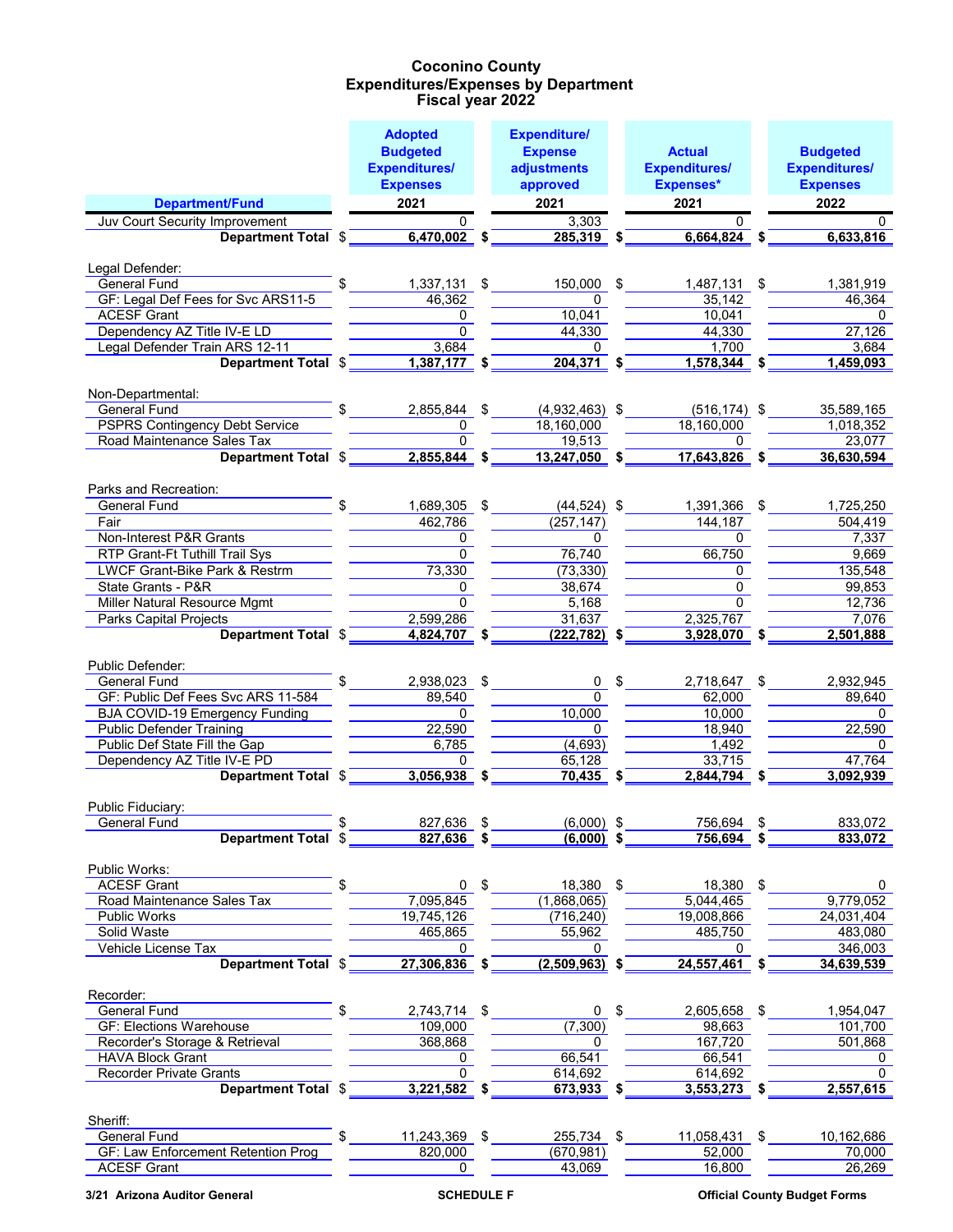# Coconino County
## Expenditures/Expenses by Department
### Fiscal year 2022

| Department/Fund | Adopted Budgeted Expenditures/ Expenses 2021 | Expenditure/ Expense adjustments approved 2021 | Actual Expenditures/ Expenses* 2021 | Budgeted Expenditures/ Expenses 2022 |
|---|---|---|---|---|
| Juv Court Security Improvement | 0 | 3,303 | 0 | 0 |
| **Department Total** | **$ 6,470,002** | **$ 285,319** | **$ 6,664,824** | **$ 6,633,816** |
| Legal Defender: | | | | |
| General Fund | $ 1,337,131 | $ 150,000 | $ 1,487,131 | $ 1,381,919 |
| GF: Legal Def Fees for Svc ARS11-5 | 46,362 | 0 | 35,142 | 46,364 |
| ACESF Grant | 0 | 10,041 | 10,041 | 0 |
| Dependency AZ Title IV-E LD | 0 | 44,330 | 44,330 | 27,126 |
| Legal Defender Train ARS 12-11 | 3,684 | 0 | 1,700 | 3,684 |
| **Department Total** | **$ 1,387,177** | **$ 204,371** | **$ 1,578,344** | **$ 1,459,093** |
| Non-Departmental: | | | | |
| General Fund | $ 2,855,844 | $ (4,932,463) | $ (516,174) | $ 35,589,165 |
| PSPRS Contingency Debt Service | 0 | 18,160,000 | 18,160,000 | 1,018,352 |
| Road Maintenance Sales Tax | 0 | 19,513 | 0 | 23,077 |
| **Department Total** | **$ 2,855,844** | **$ 13,247,050** | **$ 17,643,826** | **$ 36,630,594** |
| Parks and Recreation: | | | | |
| General Fund | $ 1,689,305 | $ (44,524) | $ 1,391,366 | $ 1,725,250 |
| Fair | 462,786 | (257,147) | 144,187 | 504,419 |
| Non-Interest P&R Grants | 0 | 0 | 0 | 7,337 |
| RTP Grant-Ft Tuthill Trail Sys | 0 | 76,740 | 66,750 | 9,669 |
| LWCF Grant-Bike Park & Restrm | 73,330 | (73,330) | 0 | 135,548 |
| State Grants - P&R | 0 | 38,674 | 0 | 99,853 |
| Miller Natural Resource Mgmt | 0 | 5,168 | 0 | 12,736 |
| Parks Capital Projects | 2,599,286 | 31,637 | 2,325,767 | 7,076 |
| **Department Total** | **$ 4,824,707** | **$ (222,782)** | **$ 3,928,070** | **$ 2,501,888** |
| Public Defender: | | | | |
| General Fund | $ 2,938,023 | $ 0 | $ 2,718,647 | $ 2,932,945 |
| GF: Public Def Fees Svc ARS 11-584 | 89,540 | 0 | 62,000 | 89,640 |
| BJA COVID-19 Emergency Funding | 0 | 10,000 | 10,000 | 0 |
| Public Defender Training | 22,590 | 0 | 18,940 | 22,590 |
| Public Def State Fill the Gap | 6,785 | (4,693) | 1,492 | 0 |
| Dependency AZ Title IV-E PD | 0 | 65,128 | 33,715 | 47,764 |
| **Department Total** | **$ 3,056,938** | **$ 70,435** | **$ 2,844,794** | **$ 3,092,939** |
| Public Fiduciary: | | | | |
| General Fund | $ 827,636 | $ (6,000) | $ 756,694 | $ 833,072 |
| **Department Total** | **$ 827,636** | **$ (6,000)** | **$ 756,694** | **$ 833,072** |
| Public Works: | | | | |
| ACESF Grant | $ 0 | $ 18,380 | $ 18,380 | $ 0 |
| Road Maintenance Sales Tax | 7,095,845 | (1,868,065) | 5,044,465 | 9,779,052 |
| Public Works | 19,745,126 | (716,240) | 19,008,866 | 24,031,404 |
| Solid Waste | 465,865 | 55,962 | 485,750 | 483,080 |
| Vehicle License Tax | 0 | 0 | 0 | 346,003 |
| **Department Total** | **$ 27,306,836** | **$ (2,509,963)** | **$ 24,557,461** | **$ 34,639,539** |
| Recorder: | | | | |
| General Fund | $ 2,743,714 | $ 0 | $ 2,605,658 | $ 1,954,047 |
| GF: Elections Warehouse | 109,000 | (7,300) | 98,663 | 101,700 |
| Recorder's Storage & Retrieval | 368,868 | 0 | 167,720 | 501,868 |
| HAVA Block Grant | 0 | 66,541 | 66,541 | 0 |
| Recorder Private Grants | 0 | 614,692 | 614,692 | 0 |
| **Department Total** | **$ 3,221,582** | **$ 673,933** | **$ 3,553,273** | **$ 2,557,615** |
| Sheriff: | | | | |
| General Fund | $ 11,243,369 | $ 255,734 | $ 11,058,431 | $ 10,162,686 |
| GF: Law Enforcement Retention Prog | 820,000 | (670,981) | 52,000 | 70,000 |
| ACESF Grant | 0 | 43,069 | 16,800 | 26,269 |

3/21 Arizona Auditor General — SCHEDULE F — Official County Budget Forms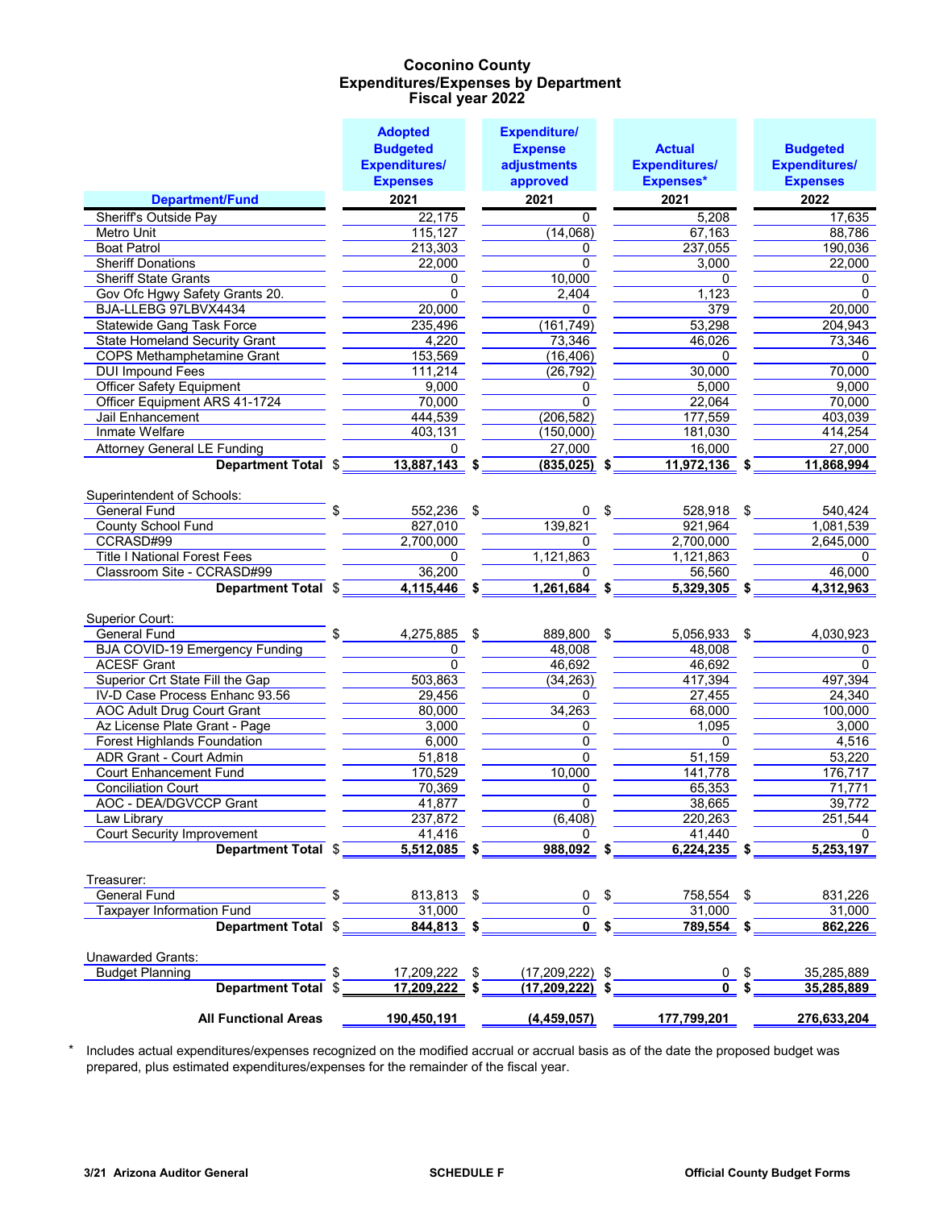# Coconino County
## Expenditures/Expenses by Department
### Fiscal year 2022

| Department/Fund | Adopted Budgeted Expenditures/ Expenses 2021 | Expenditure/ Expense adjustments approved 2021 | Actual Expenditures/ Expenses* 2021 | Budgeted Expenditures/ Expenses 2022 |
|---|---|---|---|---|
| Sheriff's Outside Pay | 22,175 | 0 | 5,208 | 17,635 |
| Metro Unit | 115,127 | (14,068) | 67,163 | 88,786 |
| Boat Patrol | 213,303 | 0 | 237,055 | 190,036 |
| Sheriff Donations | 22,000 | 0 | 3,000 | 22,000 |
| Sheriff State Grants | 0 | 10,000 | 0 | 0 |
| Gov Ofc Hgwy Safety Grants 20. | 0 | 2,404 | 1,123 | 0 |
| BJA-LLEBG 97LBVX4434 | 20,000 | 0 | 379 | 20,000 |
| Statewide Gang Task Force | 235,496 | (161,749) | 53,298 | 204,943 |
| State Homeland Security Grant | 4,220 | 73,346 | 46,026 | 73,346 |
| COPS Methamphetamine Grant | 153,569 | (16,406) | 0 | 0 |
| DUI Impound Fees | 111,214 | (26,792) | 30,000 | 70,000 |
| Officer Safety Equipment | 9,000 | 0 | 5,000 | 9,000 |
| Officer Equipment ARS 41-1724 | 70,000 | 0 | 22,064 | 70,000 |
| Jail Enhancement | 444,539 | (206,582) | 177,559 | 403,039 |
| Inmate Welfare | 403,131 | (150,000) | 181,030 | 414,254 |
| Attorney General LE Funding | 0 | 27,000 | 16,000 | 27,000 |
| **Department Total** | **$ 13,887,143** | **$ (835,025)** | **$ 11,972,136** | **$ 11,868,994** |
| | | | | |
| Superintendent of Schools: | | | | |
| General Fund | $ 552,236 | $ 0 | $ 528,918 | $ 540,424 |
| County School Fund | 827,010 | 139,821 | 921,964 | 1,081,539 |
| CCRASD#99 | 2,700,000 | 0 | 2,700,000 | 2,645,000 |
| Title I National Forest Fees | 0 | 1,121,863 | 1,121,863 | 0 |
| Classroom Site - CCRASD#99 | 36,200 | 0 | 56,560 | 46,000 |
| **Department Total** | **$ 4,115,446** | **$ 1,261,684** | **$ 5,329,305** | **$ 4,312,963** |
| | | | | |
| Superior Court: | | | | |
| General Fund | $ 4,275,885 | $ 889,800 | $ 5,056,933 | $ 4,030,923 |
| BJA COVID-19 Emergency Funding | 0 | 48,008 | 48,008 | 0 |
| ACESF Grant | 0 | 46,692 | 46,692 | 0 |
| Superior Crt State Fill the Gap | 503,863 | (34,263) | 417,394 | 497,394 |
| IV-D Case Process Enhanc 93.56 | 29,456 | 0 | 27,455 | 24,340 |
| AOC Adult Drug Court Grant | 80,000 | 34,263 | 68,000 | 100,000 |
| Az License Plate Grant - Page | 3,000 | 0 | 1,095 | 3,000 |
| Forest Highlands Foundation | 6,000 | 0 | 0 | 4,516 |
| ADR Grant - Court Admin | 51,818 | 0 | 51,159 | 53,220 |
| Court Enhancement Fund | 170,529 | 10,000 | 141,778 | 176,717 |
| Conciliation Court | 70,369 | 0 | 65,353 | 71,771 |
| AOC - DEA/DGVCCP Grant | 41,877 | 0 | 38,665 | 39,772 |
| Law Library | 237,872 | (6,408) | 220,263 | 251,544 |
| Court Security Improvement | 41,416 | 0 | 41,440 | 0 |
| **Department Total** | **$ 5,512,085** | **$ 988,092** | **$ 6,224,235** | **$ 5,253,197** |
| | | | | |
| Treasurer: | | | | |
| General Fund | $ 813,813 | $ 0 | $ 758,554 | $ 831,226 |
| Taxpayer Information Fund | 31,000 | 0 | 31,000 | 31,000 |
| **Department Total** | **$ 844,813** | **$ 0** | **$ 789,554** | **$ 862,226** |
| | | | | |
| Unawarded Grants: | | | | |
| Budget Planning | $ 17,209,222 | $ (17,209,222) | $ 0 | $ 35,285,889 |
| **Department Total** | **$ 17,209,222** | **$ (17,209,222)** | **$ 0** | **$ 35,285,889** |
| | | | | |
| **All Functional Areas** | **190,450,191** | **(4,459,057)** | **177,799,201** | **276,633,204** |

\* Includes actual expenditures/expenses recognized on the modified accrual or accrual basis as of the date the proposed budget was prepared, plus estimated expenditures/expenses for the remainder of the fiscal year.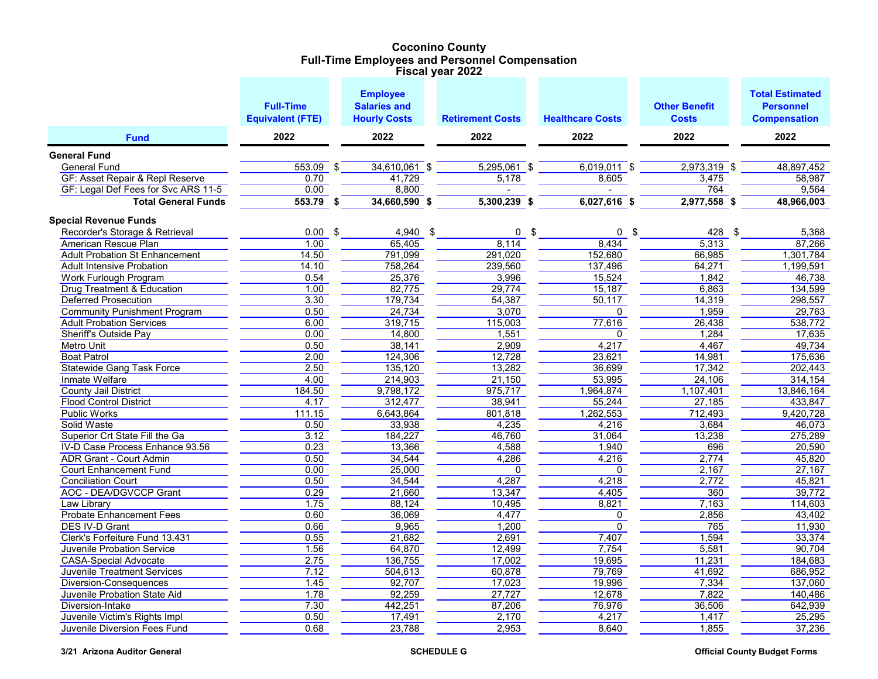# Coconino County
## Full-Time Employees and Personnel Compensation
### Fiscal year 2022

| Fund | Full-Time Equivalent (FTE) 2022 | Employee Salaries and Hourly Costs 2022 | Retirement Costs 2022 | Healthcare Costs 2022 | Other Benefit Costs 2022 | Total Estimated Personnel Compensation 2022 |
|---|---|---|---|---|---|---|
| **General Fund** | | | | | | |
| General Fund | 553.09 | $ 34,610,061 | $ 5,295,061 | $ 6,019,011 | $ 2,973,319 | $ 48,897,452 |
| GF: Asset Repair & Repl Reserve | 0.70 | 41,729 | 5,178 | 8,605 | 3,475 | 58,987 |
| GF: Legal Def Fees for Svc ARS 11-5 | 0.00 | 8,800 | - | - | 764 | 9,564 |
| **Total General Funds** | **553.79** | **$ 34,660,590** | **$ 5,300,239** | **$ 6,027,616** | **$ 2,977,558** | **$ 48,966,003** |
| **Special Revenue Funds** | | | | | | |
| Recorder's Storage & Retrieval | 0.00 | $ 4,940 | $ 0 | $ 0 | $ 428 | $ 5,368 |
| American Rescue Plan | 1.00 | 65,405 | 8,114 | 8,434 | 5,313 | 87,266 |
| Adult Probation St Enhancement | 14.50 | 791,099 | 291,020 | 152,680 | 66,985 | 1,301,784 |
| Adult Intensive Probation | 14.10 | 758,264 | 239,560 | 137,496 | 64,271 | 1,199,591 |
| Work Furlough Program | 0.54 | 25,376 | 3,996 | 15,524 | 1,842 | 46,738 |
| Drug Treatment & Education | 1.00 | 82,775 | 29,774 | 15,187 | 6,863 | 134,599 |
| Deferred Prosecution | 3.30 | 179,734 | 54,387 | 50,117 | 14,319 | 298,557 |
| Community Punishment Program | 0.50 | 24,734 | 3,070 | 0 | 1,959 | 29,763 |
| Adult Probation Services | 6.00 | 319,715 | 115,003 | 77,616 | 26,438 | 538,772 |
| Sheriff's Outside Pay | 0.00 | 14,800 | 1,551 | 0 | 1,284 | 17,635 |
| Metro Unit | 0.50 | 38,141 | 2,909 | 4,217 | 4,467 | 49,734 |
| Boat Patrol | 2.00 | 124,306 | 12,728 | 23,621 | 14,981 | 175,636 |
| Statewide Gang Task Force | 2.50 | 135,120 | 13,282 | 36,699 | 17,342 | 202,443 |
| Inmate Welfare | 4.00 | 214,903 | 21,150 | 53,995 | 24,106 | 314,154 |
| County Jail District | 184.50 | 9,798,172 | 975,717 | 1,964,874 | 1,107,401 | 13,846,164 |
| Flood Control District | 4.17 | 312,477 | 38,941 | 55,244 | 27,185 | 433,847 |
| Public Works | 111.15 | 6,643,864 | 801,818 | 1,262,553 | 712,493 | 9,420,728 |
| Solid Waste | 0.50 | 33,938 | 4,235 | 4,216 | 3,684 | 46,073 |
| Superior Crt State Fill the Ga | 3.12 | 184,227 | 46,760 | 31,064 | 13,238 | 275,289 |
| IV-D Case Process Enhance 93.56 | 0.23 | 13,366 | 4,588 | 1,940 | 696 | 20,590 |
| ADR Grant - Court Admin | 0.50 | 34,544 | 4,286 | 4,216 | 2,774 | 45,820 |
| Court Enhancement Fund | 0.00 | 25,000 | 0 | 0 | 2,167 | 27,167 |
| Conciliation Court | 0.50 | 34,544 | 4,287 | 4,218 | 2,772 | 45,821 |
| AOC - DEA/DGVCCP Grant | 0.29 | 21,660 | 13,347 | 4,405 | 360 | 39,772 |
| Law Library | 1.75 | 88,124 | 10,495 | 8,821 | 7,163 | 114,603 |
| Probate Enhancement Fees | 0.60 | 36,069 | 4,477 | 0 | 2,856 | 43,402 |
| DES IV-D Grant | 0.66 | 9,965 | 1,200 | 0 | 765 | 11,930 |
| Clerk's Forfeiture Fund 13.431 | 0.55 | 21,682 | 2,691 | 7,407 | 1,594 | 33,374 |
| Juvenile Probation Service | 1.56 | 64,870 | 12,499 | 7,754 | 5,581 | 90,704 |
| CASA-Special Advocate | 2.75 | 136,755 | 17,002 | 19,695 | 11,231 | 184,683 |
| Juvenile Treatment Services | 7.12 | 504,613 | 60,878 | 79,769 | 41,692 | 686,952 |
| Diversion-Consequences | 1.45 | 92,707 | 17,023 | 19,996 | 7,334 | 137,060 |
| Juvenile Probation State Aid | 1.78 | 92,259 | 27,727 | 12,678 | 7,822 | 140,486 |
| Diversion-Intake | 7.30 | 442,251 | 87,206 | 76,976 | 36,506 | 642,939 |
| Juvenile Victim's Rights Impl | 0.50 | 17,491 | 2,170 | 4,217 | 1,417 | 25,295 |
| Juvenile Diversion Fees Fund | 0.68 | 23,788 | 2,953 | 8,640 | 1,855 | 37,236 |

3/21 Arizona Auditor General — SCHEDULE G — Official County Budget Forms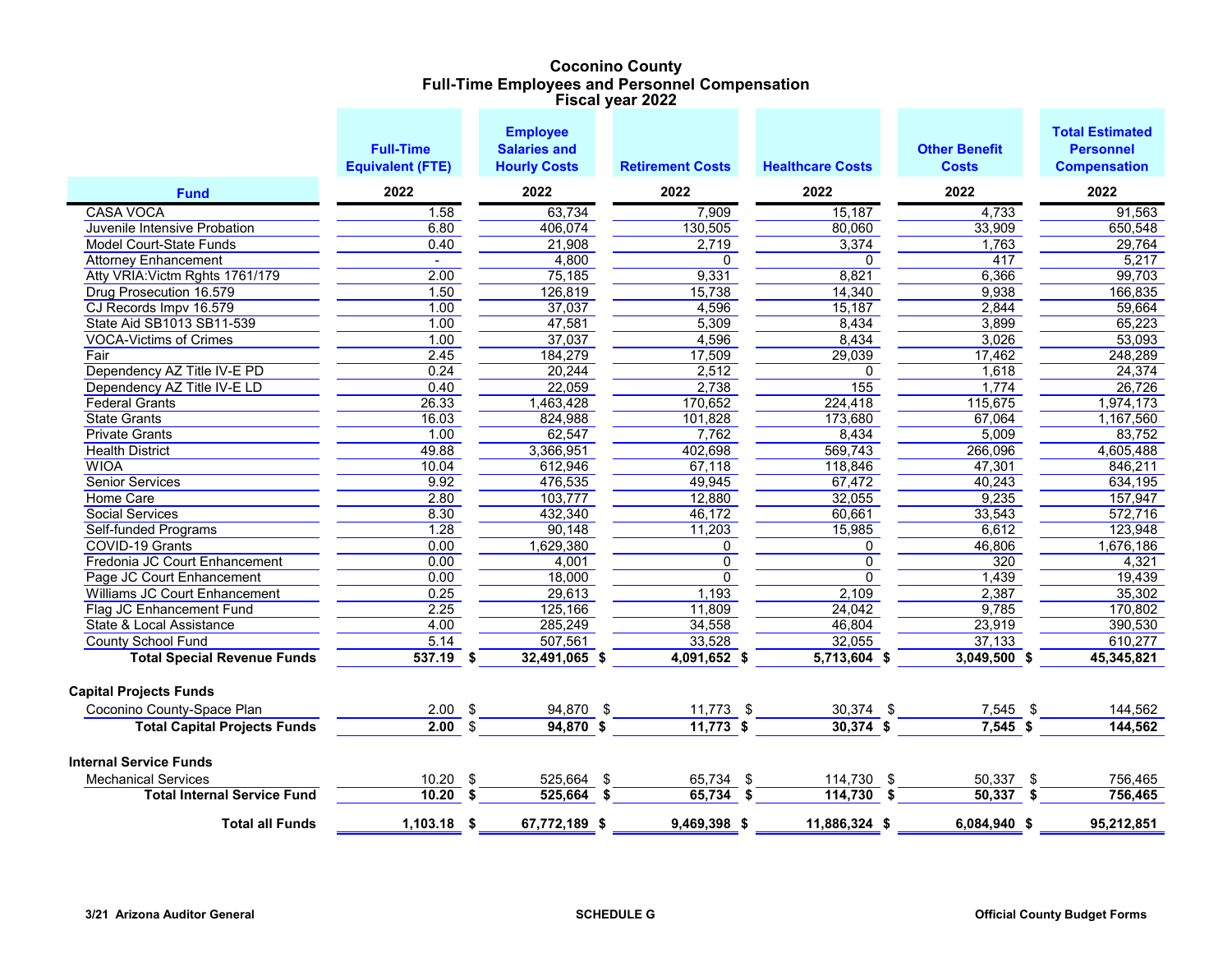# Coconino County
## Full-Time Employees and Personnel Compensation
### Fiscal year 2022

| Fund | Full-Time Equivalent (FTE) | Employee Salaries and Hourly Costs | Retirement Costs | Healthcare Costs | Other Benefit Costs | Total Estimated Personnel Compensation |
|---|---|---|---|---|---|---|
| | 2022 | 2022 | 2022 | 2022 | 2022 | 2022 |
| CASA VOCA | 1.58 | 63,734 | 7,909 | 15,187 | 4,733 | 91,563 |
| Juvenile Intensive Probation | 6.80 | 406,074 | 130,505 | 80,060 | 33,909 | 650,548 |
| Model Court-State Funds | 0.40 | 21,908 | 2,719 | 3,374 | 1,763 | 29,764 |
| Attorney Enhancement | - | 4,800 | 0 | 0 | 417 | 5,217 |
| Atty VRIA:Victm Rghts 1761/179 | 2.00 | 75,185 | 9,331 | 8,821 | 6,366 | 99,703 |
| Drug Prosecution 16.579 | 1.50 | 126,819 | 15,738 | 14,340 | 9,938 | 166,835 |
| CJ Records Impv 16.579 | 1.00 | 37,037 | 4,596 | 15,187 | 2,844 | 59,664 |
| State Aid SB1013 SB11-539 | 1.00 | 47,581 | 5,309 | 8,434 | 3,899 | 65,223 |
| VOCA-Victims of Crimes | 1.00 | 37,037 | 4,596 | 8,434 | 3,026 | 53,093 |
| Fair | 2.45 | 184,279 | 17,509 | 29,039 | 17,462 | 248,289 |
| Dependency AZ Title IV-E PD | 0.24 | 20,244 | 2,512 | 0 | 1,618 | 24,374 |
| Dependency AZ Title IV-E LD | 0.40 | 22,059 | 2,738 | 155 | 1,774 | 26,726 |
| Federal Grants | 26.33 | 1,463,428 | 170,652 | 224,418 | 115,675 | 1,974,173 |
| State Grants | 16.03 | 824,988 | 101,828 | 173,680 | 67,064 | 1,167,560 |
| Private Grants | 1.00 | 62,547 | 7,762 | 8,434 | 5,009 | 83,752 |
| Health District | 49.88 | 3,366,951 | 402,698 | 569,743 | 266,096 | 4,605,488 |
| WIOA | 10.04 | 612,946 | 67,118 | 118,846 | 47,301 | 846,211 |
| Senior Services | 9.92 | 476,535 | 49,945 | 67,472 | 40,243 | 634,195 |
| Home Care | 2.80 | 103,777 | 12,880 | 32,055 | 9,235 | 157,947 |
| Social Services | 8.30 | 432,340 | 46,172 | 60,661 | 33,543 | 572,716 |
| Self-funded Programs | 1.28 | 90,148 | 11,203 | 15,985 | 6,612 | 123,948 |
| COVID-19 Grants | 0.00 | 1,629,380 | 0 | 0 | 46,806 | 1,676,186 |
| Fredonia JC Court Enhancement | 0.00 | 4,001 | 0 | 0 | 320 | 4,321 |
| Page JC Court Enhancement | 0.00 | 18,000 | 0 | 0 | 1,439 | 19,439 |
| Williams JC Court Enhancement | 0.25 | 29,613 | 1,193 | 2,109 | 2,387 | 35,302 |
| Flag JC Enhancement Fund | 2.25 | 125,166 | 11,809 | 24,042 | 9,785 | 170,802 |
| State & Local Assistance | 4.00 | 285,249 | 34,558 | 46,804 | 23,919 | 390,530 |
| County School Fund | 5.14 | 507,561 | 33,528 | 32,055 | 37,133 | 610,277 |
| **Total Special Revenue Funds** | **537.19** | **$ 32,491,065** | **$ 4,091,652** | **$ 5,713,604** | **$ 3,049,500** | **$ 45,345,821** |
| **Capital Projects Funds** | | | | | | |
| Coconino County-Space Plan | 2.00 | $ 94,870 | $ 11,773 | $ 30,374 | $ 7,545 | $ 144,562 |
| **Total Capital Projects Funds** | **2.00** | **$ 94,870** | **$ 11,773** | **$ 30,374** | **$ 7,545** | **$ 144,562** |
| **Internal Service Funds** | | | | | | |
| Mechanical Services | 10.20 | $ 525,664 | $ 65,734 | $ 114,730 | $ 50,337 | $ 756,465 |
| **Total Internal Service Fund** | **10.20** | **$ 525,664** | **$ 65,734** | **$ 114,730** | **$ 50,337** | **$ 756,465** |
| **Total all Funds** | **1,103.18** | **$ 67,772,189** | **$ 9,469,398** | **$ 11,886,324** | **$ 6,084,940** | **$ 95,212,851** |

3/21 Arizona Auditor General — SCHEDULE G — Official County Budget Forms